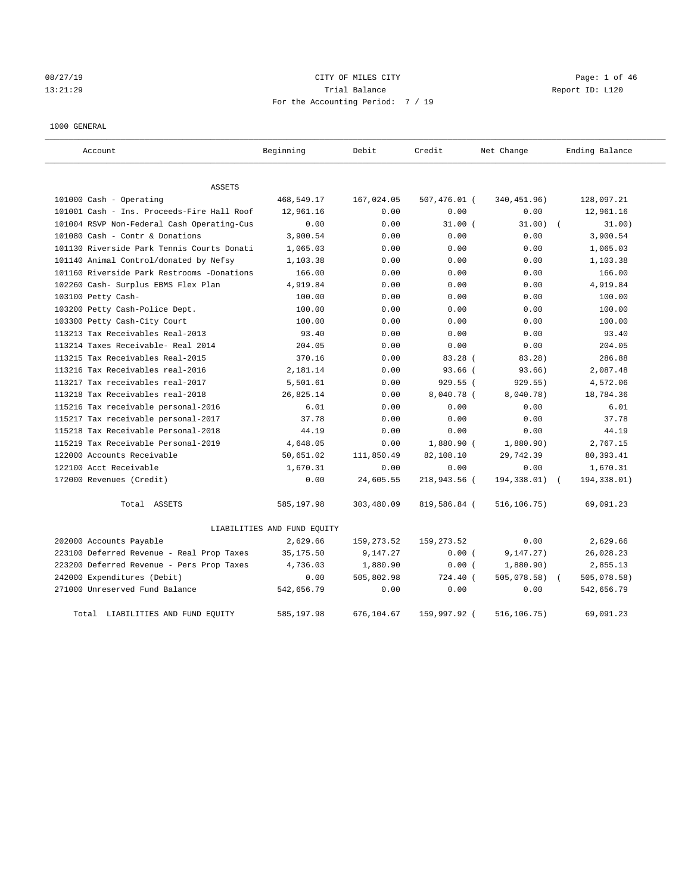08/27/19 CITY OF MILES CITY

13:21:29 Trial Balance Report ID: L120

For the Accounting Period: 7 / 19

1000 GENERAL

| Account | Beginning | Debit | Credit | Net Change | Ending Balance |
|---|---|---|---|---|---|
| ASSETS | | | | | |
| 101000 Cash - Operating | 468,549.17 | 167,024.05 | 507,476.01 | (340,451.96) | 128,097.21 |
| 101001 Cash - Ins. Proceeds-Fire Hall Roof | 12,961.16 | 0.00 | 0.00 | 0.00 | 12,961.16 |
| 101004 RSVP Non-Federal Cash Operating-Cus | 0.00 | 0.00 | 31.00 | (31.00) | (31.00) |
| 101080 Cash - Contr & Donations | 3,900.54 | 0.00 | 0.00 | 0.00 | 3,900.54 |
| 101130 Riverside Park Tennis Courts Donati | 1,065.03 | 0.00 | 0.00 | 0.00 | 1,065.03 |
| 101140 Animal Control/donated by Nefsy | 1,103.38 | 0.00 | 0.00 | 0.00 | 1,103.38 |
| 101160 Riverside Park Restrooms -Donations | 166.00 | 0.00 | 0.00 | 0.00 | 166.00 |
| 102260 Cash- Surplus EBMS Flex Plan | 4,919.84 | 0.00 | 0.00 | 0.00 | 4,919.84 |
| 103100 Petty Cash- | 100.00 | 0.00 | 0.00 | 0.00 | 100.00 |
| 103200 Petty Cash-Police Dept. | 100.00 | 0.00 | 0.00 | 0.00 | 100.00 |
| 103300 Petty Cash-City Court | 100.00 | 0.00 | 0.00 | 0.00 | 100.00 |
| 113213 Tax Receivables Real-2013 | 93.40 | 0.00 | 0.00 | 0.00 | 93.40 |
| 113214 Taxes Receivable- Real 2014 | 204.05 | 0.00 | 0.00 | 0.00 | 204.05 |
| 113215 Tax Receivables Real-2015 | 370.16 | 0.00 | 83.28 | (83.28) | 286.88 |
| 113216 Tax Receivables real-2016 | 2,181.14 | 0.00 | 93.66 | (93.66) | 2,087.48 |
| 113217 Tax receivables real-2017 | 5,501.61 | 0.00 | 929.55 | (929.55) | 4,572.06 |
| 113218 Tax Receivables real-2018 | 26,825.14 | 0.00 | 8,040.78 | (8,040.78) | 18,784.36 |
| 115216 Tax receivable personal-2016 | 6.01 | 0.00 | 0.00 | 0.00 | 6.01 |
| 115217 Tax receivable personal-2017 | 37.78 | 0.00 | 0.00 | 0.00 | 37.78 |
| 115218 Tax Receivable Personal-2018 | 44.19 | 0.00 | 0.00 | 0.00 | 44.19 |
| 115219 Tax Receivable Personal-2019 | 4,648.05 | 0.00 | 1,880.90 | (1,880.90) | 2,767.15 |
| 122000 Accounts Receivable | 50,651.02 | 111,850.49 | 82,108.10 | 29,742.39 | 80,393.41 |
| 122100 Acct Receivable | 1,670.31 | 0.00 | 0.00 | 0.00 | 1,670.31 |
| 172000 Revenues (Credit) | 0.00 | 24,605.55 | 218,943.56 | (194,338.01) | (194,338.01) |
| Total ASSETS | 585,197.98 | 303,480.09 | 819,586.84 | (516,106.75) | 69,091.23 |
| LIABILITIES AND FUND EQUITY | | | | | |
| 202000 Accounts Payable | 2,629.66 | 159,273.52 | 159,273.52 | 0.00 | 2,629.66 |
| 223100 Deferred Revenue - Real Prop Taxes | 35,175.50 | 9,147.27 | 0.00 | (9,147.27) | 26,028.23 |
| 223200 Deferred Revenue - Pers Prop Taxes | 4,736.03 | 1,880.90 | 0.00 | (1,880.90) | 2,855.13 |
| 242000 Expenditures (Debit) | 0.00 | 505,802.98 | 724.40 | (505,078.58) | (505,078.58) |
| 271000 Unreserved Fund Balance | 542,656.79 | 0.00 | 0.00 | 0.00 | 542,656.79 |
| Total LIABILITIES AND FUND EQUITY | 585,197.98 | 676,104.67 | 159,997.92 | (516,106.75) | 69,091.23 |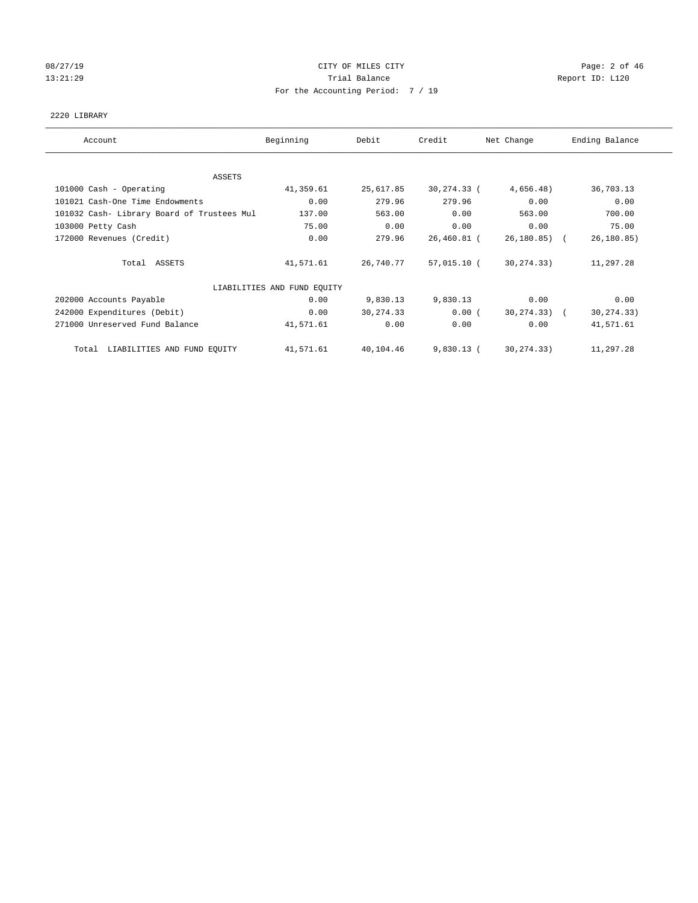CITY OF MILES CITY

Trial Balance

For the Accounting Period: 7 / 19

08/27/19 13:21:29 Report ID: L120

2220 LIBRARY

| Account | Beginning | Debit | Credit | Net Change | Ending Balance |
|---|---|---|---|---|---|
| **ASSETS** | | | | | |
| 101000 Cash - Operating | 41,359.61 | 25,617.85 | 30,274.33 | ( 4,656.48) | 36,703.13 |
| 101021 Cash-One Time Endowments | 0.00 | 279.96 | 279.96 | 0.00 | 0.00 |
| 101032 Cash- Library Board of Trustees Mul | 137.00 | 563.00 | 0.00 | 563.00 | 700.00 |
| 103000 Petty Cash | 75.00 | 0.00 | 0.00 | 0.00 | 75.00 |
| 172000 Revenues (Credit) | 0.00 | 279.96 | 26,460.81 | ( 26,180.85) | ( 26,180.85) |
| Total ASSETS | 41,571.61 | 26,740.77 | 57,015.10 | ( 30,274.33) | 11,297.28 |
| **LIABILITIES AND FUND EQUITY** | | | | | |
| 202000 Accounts Payable | 0.00 | 9,830.13 | 9,830.13 | 0.00 | 0.00 |
| 242000 Expenditures (Debit) | 0.00 | 30,274.33 | 0.00 | ( 30,274.33) | ( 30,274.33) |
| 271000 Unreserved Fund Balance | 41,571.61 | 0.00 | 0.00 | 0.00 | 41,571.61 |
| Total LIABILITIES AND FUND EQUITY | 41,571.61 | 40,104.46 | 9,830.13 | ( 30,274.33) | 11,297.28 |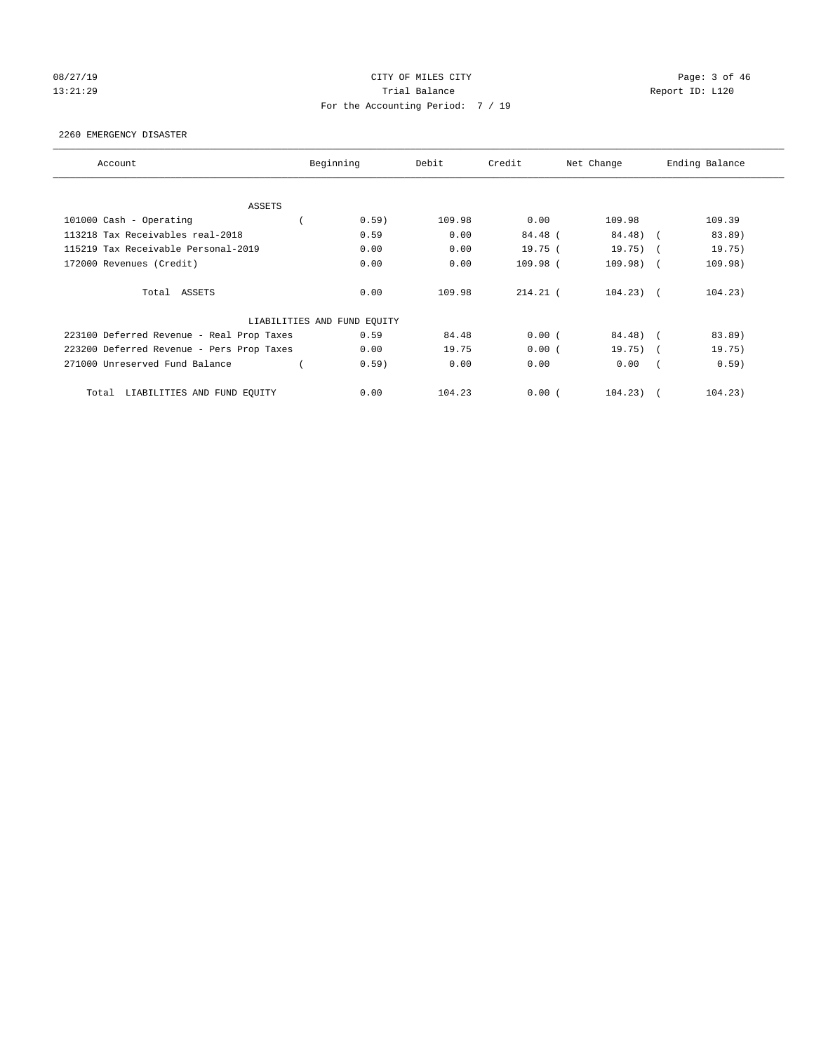CITY OF MILES CITY
Trial Balance
For the Accounting Period: 7 / 19

08/27/19
13:21:29

Report ID: L120

2260 EMERGENCY DISASTER

| Account | Beginning | Debit | Credit | Net Change | Ending Balance |
|---|---|---|---|---|---|
| ASSETS | | | | | |
| 101000 Cash - Operating | ( 0.59) | 109.98 | 0.00 | 109.98 | 109.39 |
| 113218 Tax Receivables real-2018 | 0.59 | 0.00 | 84.48 | ( 84.48) | ( 83.89) |
| 115219 Tax Receivable Personal-2019 | 0.00 | 0.00 | 19.75 | ( 19.75) | ( 19.75) |
| 172000 Revenues (Credit) | 0.00 | 0.00 | 109.98 | ( 109.98) | ( 109.98) |
| Total ASSETS | 0.00 | 109.98 | 214.21 | ( 104.23) | ( 104.23) |
| LIABILITIES AND FUND EQUITY | | | | | |
| 223100 Deferred Revenue - Real Prop Taxes | 0.59 | 84.48 | 0.00 | ( 84.48) | ( 83.89) |
| 223200 Deferred Revenue - Pers Prop Taxes | 0.00 | 19.75 | 0.00 | ( 19.75) | ( 19.75) |
| 271000 Unreserved Fund Balance | ( 0.59) | 0.00 | 0.00 | 0.00 | ( 0.59) |
| Total LIABILITIES AND FUND EQUITY | 0.00 | 104.23 | 0.00 | ( 104.23) | ( 104.23) |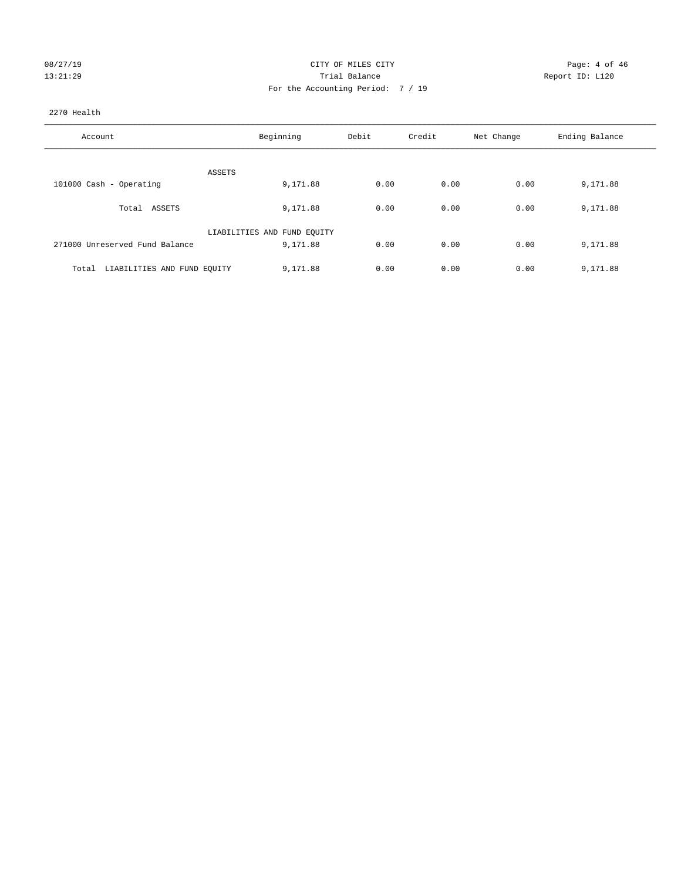CITY OF MILES CITY
Trial Balance
For the Accounting Period: 7 / 19

08/27/19
13:21:29

Report ID: L120

2270 Health

| Account | Beginning | Debit | Credit | Net Change | Ending Balance |
|---|---|---|---|---|---|
| ASSETS | | | | | |
| 101000 Cash - Operating | 9,171.88 | 0.00 | 0.00 | 0.00 | 9,171.88 |
| Total ASSETS | 9,171.88 | 0.00 | 0.00 | 0.00 | 9,171.88 |
| LIABILITIES AND FUND EQUITY | | | | | |
| 271000 Unreserved Fund Balance | 9,171.88 | 0.00 | 0.00 | 0.00 | 9,171.88 |
| Total LIABILITIES AND FUND EQUITY | 9,171.88 | 0.00 | 0.00 | 0.00 | 9,171.88 |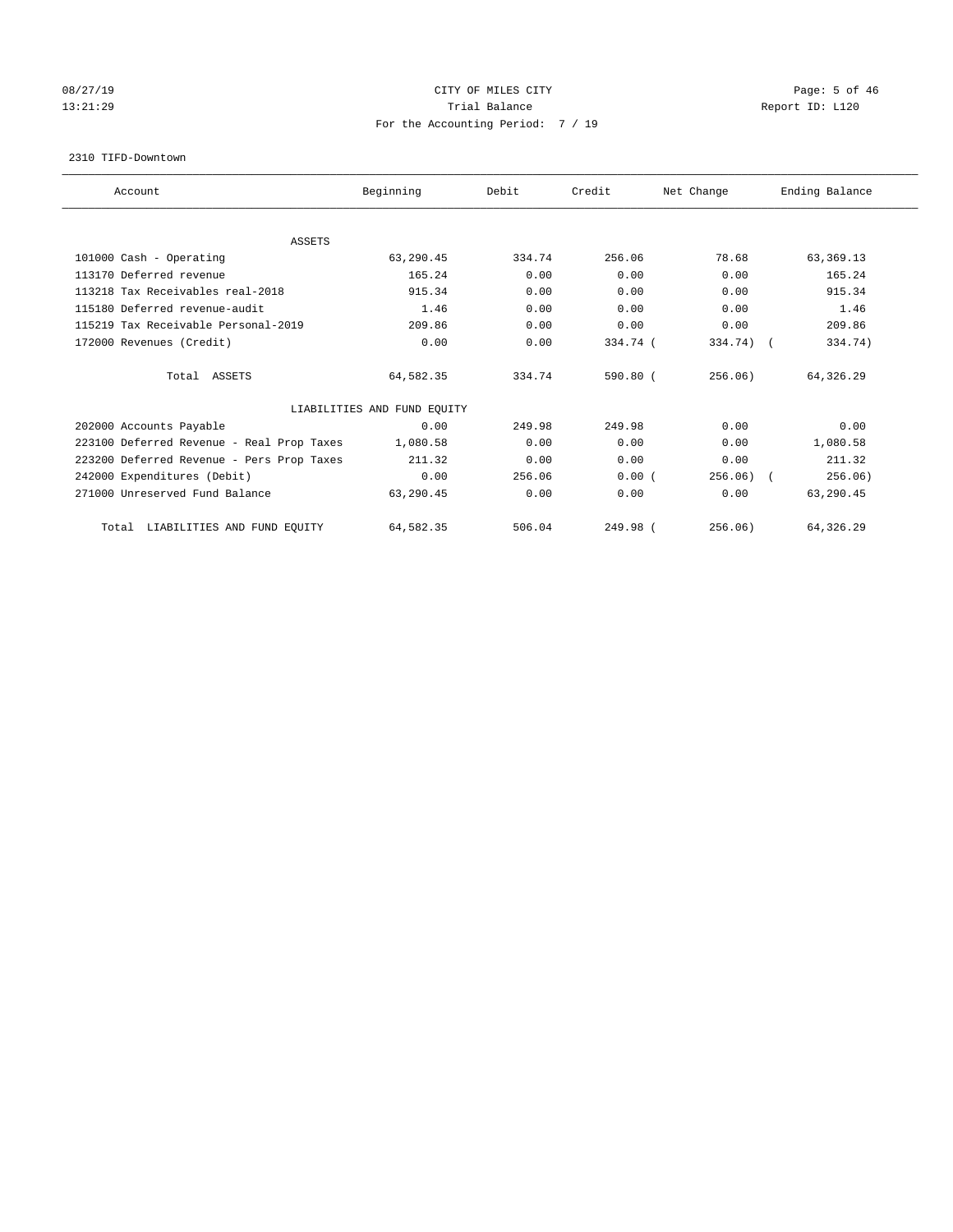08/27/19 CITY OF MILES CITY
13:21:29 Trial Balance Report ID: L120
For the Accounting Period: 7 / 19

2310 TIFD-Downtown

| Account | Beginning | Debit | Credit | Net Change | Ending Balance |
|---|---|---|---|---|---|
| ASSETS | | | | | |
| 101000 Cash - Operating | 63,290.45 | 334.74 | 256.06 | 78.68 | 63,369.13 |
| 113170 Deferred revenue | 165.24 | 0.00 | 0.00 | 0.00 | 165.24 |
| 113218 Tax Receivables real-2018 | 915.34 | 0.00 | 0.00 | 0.00 | 915.34 |
| 115180 Deferred revenue-audit | 1.46 | 0.00 | 0.00 | 0.00 | 1.46 |
| 115219 Tax Receivable Personal-2019 | 209.86 | 0.00 | 0.00 | 0.00 | 209.86 |
| 172000 Revenues (Credit) | 0.00 | 0.00 | 334.74 | ( 334.74) | ( 334.74) |
| Total ASSETS | 64,582.35 | 334.74 | 590.80 | ( 256.06) | 64,326.29 |
| LIABILITIES AND FUND EQUITY | | | | | |
| 202000 Accounts Payable | 0.00 | 249.98 | 249.98 | 0.00 | 0.00 |
| 223100 Deferred Revenue - Real Prop Taxes | 1,080.58 | 0.00 | 0.00 | 0.00 | 1,080.58 |
| 223200 Deferred Revenue - Pers Prop Taxes | 211.32 | 0.00 | 0.00 | 0.00 | 211.32 |
| 242000 Expenditures (Debit) | 0.00 | 256.06 | 0.00 | ( 256.06) | ( 256.06) |
| 271000 Unreserved Fund Balance | 63,290.45 | 0.00 | 0.00 | 0.00 | 63,290.45 |
| Total LIABILITIES AND FUND EQUITY | 64,582.35 | 506.04 | 249.98 | ( 256.06) | 64,326.29 |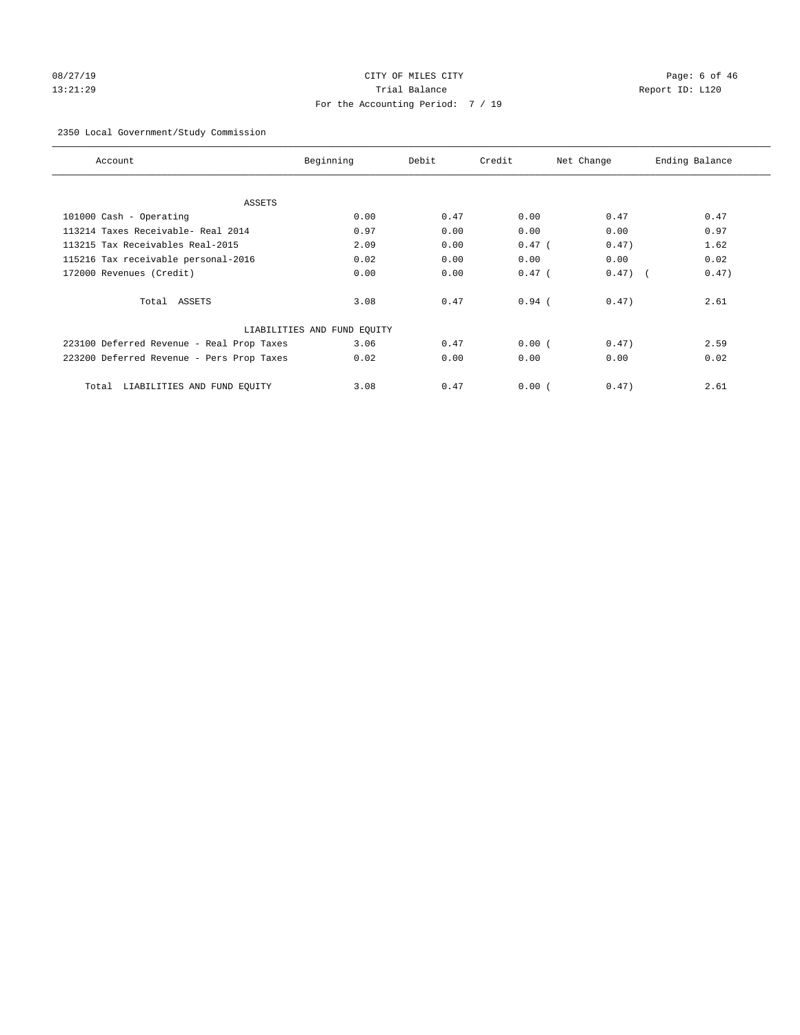CITY OF MILES CITY
Trial Balance
For the Accounting Period: 7 / 19

08/27/19
13:21:29

Report ID: L120

2350 Local Government/Study Commission

| Account | Beginning | Debit | Credit | Net Change | Ending Balance |
|---|---|---|---|---|---|
| **ASSETS** | | | | | |
| 101000 Cash - Operating | 0.00 | 0.47 | 0.00 | 0.47 | 0.47 |
| 113214 Taxes Receivable- Real 2014 | 0.97 | 0.00 | 0.00 | 0.00 | 0.97 |
| 113215 Tax Receivables Real-2015 | 2.09 | 0.00 | 0.47 | ( 0.47) | 1.62 |
| 115216 Tax receivable personal-2016 | 0.02 | 0.00 | 0.00 | 0.00 | 0.02 |
| 172000 Revenues (Credit) | 0.00 | 0.00 | 0.47 | ( 0.47) | ( 0.47) |
| Total ASSETS | 3.08 | 0.47 | 0.94 | ( 0.47) | 2.61 |
| **LIABILITIES AND FUND EQUITY** | | | | | |
| 223100 Deferred Revenue - Real Prop Taxes | 3.06 | 0.47 | 0.00 | ( 0.47) | 2.59 |
| 223200 Deferred Revenue - Pers Prop Taxes | 0.02 | 0.00 | 0.00 | 0.00 | 0.02 |
| Total LIABILITIES AND FUND EQUITY | 3.08 | 0.47 | 0.00 | ( 0.47) | 2.61 |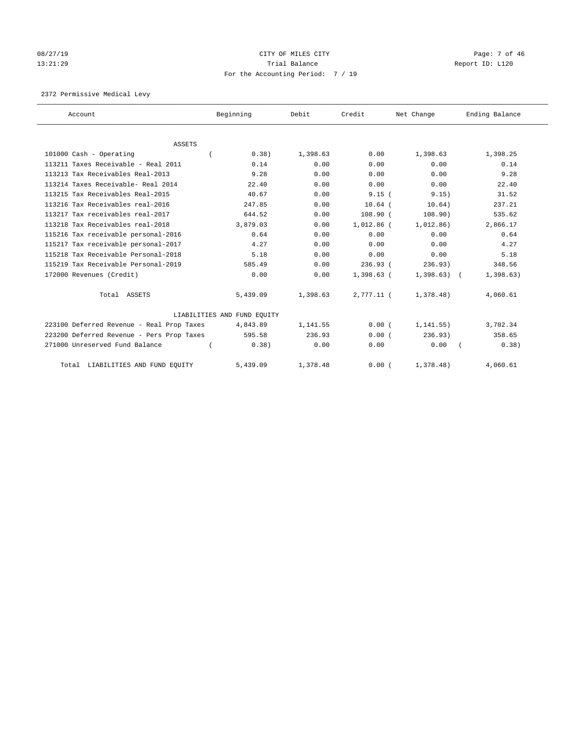CITY OF MILES CITY

Trial Balance

For the Accounting Period: 7 / 19

08/27/19 13:21:29 Report ID: L120

2372 Permissive Medical Levy

| Account | Beginning | Debit | Credit | Net Change | Ending Balance |
|---|---|---|---|---|---|
| **ASSETS** | | | | | |
| 101000 Cash - Operating | ( 0.38) | 1,398.63 | 0.00 | 1,398.63 | 1,398.25 |
| 113211 Taxes Receivable - Real 2011 | 0.14 | 0.00 | 0.00 | 0.00 | 0.14 |
| 113213 Tax Receivables Real-2013 | 9.28 | 0.00 | 0.00 | 0.00 | 9.28 |
| 113214 Taxes Receivable- Real 2014 | 22.40 | 0.00 | 0.00 | 0.00 | 22.40 |
| 113215 Tax Receivables Real-2015 | 40.67 | 0.00 | 9.15 | ( 9.15) | 31.52 |
| 113216 Tax Receivables real-2016 | 247.85 | 0.00 | 10.64 | ( 10.64) | 237.21 |
| 113217 Tax receivables real-2017 | 644.52 | 0.00 | 108.90 | ( 108.90) | 535.62 |
| 113218 Tax Receivables real-2018 | 3,879.03 | 0.00 | 1,012.86 | ( 1,012.86) | 2,866.17 |
| 115216 Tax receivable personal-2016 | 0.64 | 0.00 | 0.00 | 0.00 | 0.64 |
| 115217 Tax receivable personal-2017 | 4.27 | 0.00 | 0.00 | 0.00 | 4.27 |
| 115218 Tax Receivable Personal-2018 | 5.18 | 0.00 | 0.00 | 0.00 | 5.18 |
| 115219 Tax Receivable Personal-2019 | 585.49 | 0.00 | 236.93 | ( 236.93) | 348.56 |
| 172000 Revenues (Credit) | 0.00 | 0.00 | 1,398.63 | ( 1,398.63) | ( 1,398.63) |
| Total ASSETS | 5,439.09 | 1,398.63 | 2,777.11 | ( 1,378.48) | 4,060.61 |
| **LIABILITIES AND FUND EQUITY** | | | | | |
| 223100 Deferred Revenue - Real Prop Taxes | 4,843.89 | 1,141.55 | 0.00 | ( 1,141.55) | 3,702.34 |
| 223200 Deferred Revenue - Pers Prop Taxes | 595.58 | 236.93 | 0.00 | ( 236.93) | 358.65 |
| 271000 Unreserved Fund Balance | ( 0.38) | 0.00 | 0.00 | 0.00 | ( 0.38) |
| Total LIABILITIES AND FUND EQUITY | 5,439.09 | 1,378.48 | 0.00 | ( 1,378.48) | 4,060.61 |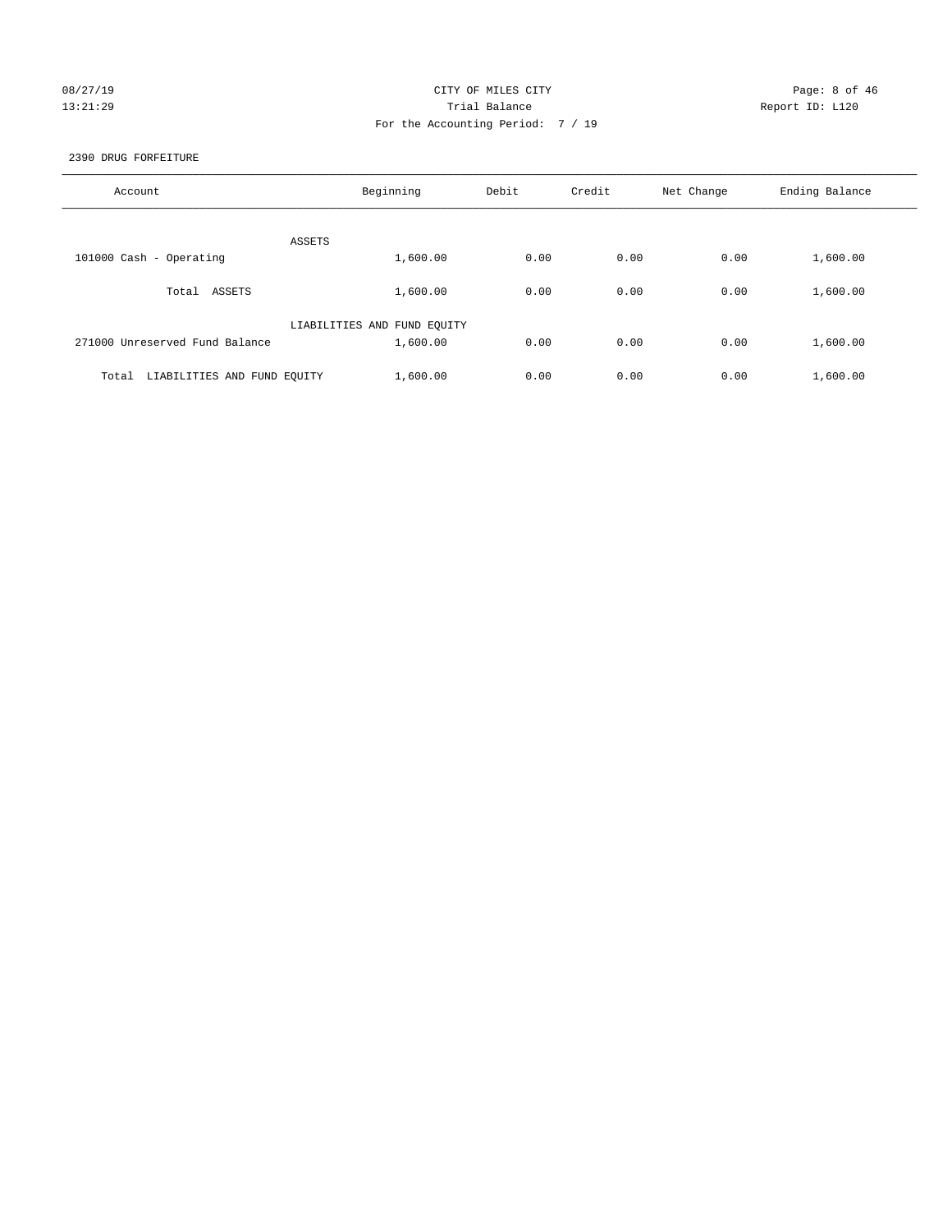CITY OF MILES CITY

Trial Balance

For the Accounting Period: 7 / 19

08/27/19
13:21:29

Report ID: L120

2390 DRUG FORFEITURE

| Account | Beginning | Debit | Credit | Net Change | Ending Balance |
|---|---|---|---|---|---|
| ASSETS | | | | | |
| 101000 Cash - Operating | 1,600.00 | 0.00 | 0.00 | 0.00 | 1,600.00 |
| Total ASSETS | 1,600.00 | 0.00 | 0.00 | 0.00 | 1,600.00 |
| LIABILITIES AND FUND EQUITY | | | | | |
| 271000 Unreserved Fund Balance | 1,600.00 | 0.00 | 0.00 | 0.00 | 1,600.00 |
| Total LIABILITIES AND FUND EQUITY | 1,600.00 | 0.00 | 0.00 | 0.00 | 1,600.00 |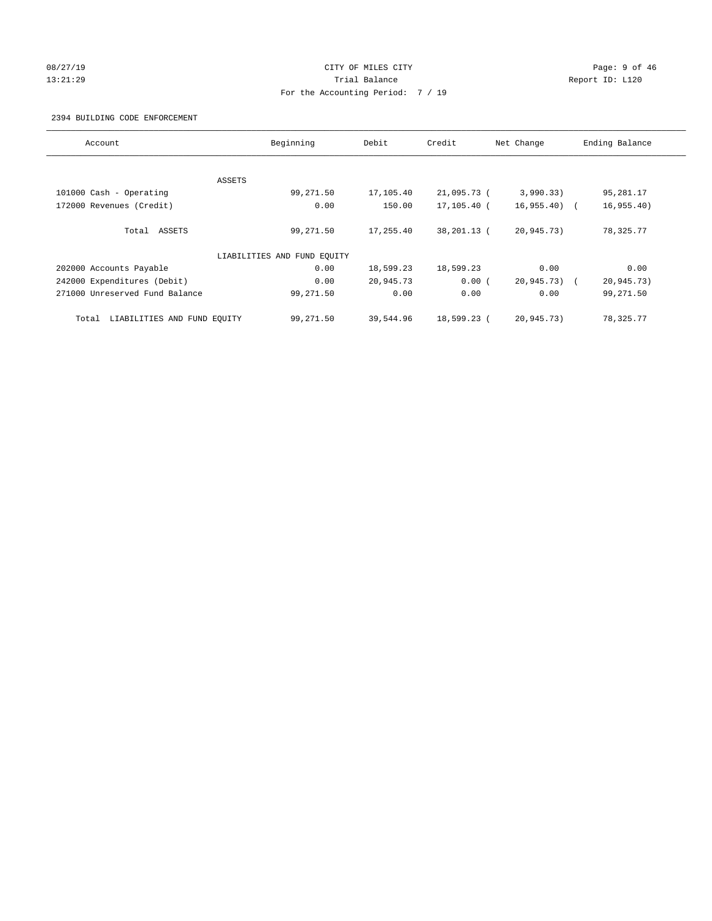CITY OF MILES CITY
Trial Balance
For the Accounting Period: 7 / 19

08/27/19
13:21:29

Report ID: L120

2394 BUILDING CODE ENFORCEMENT

| Account | Beginning | Debit | Credit | Net Change | Ending Balance |
|---|---|---|---|---|---|
| ASSETS | | | | | |
| 101000 Cash - Operating | 99,271.50 | 17,105.40 | 21,095.73 | ( 3,990.33) | 95,281.17 |
| 172000 Revenues (Credit) | 0.00 | 150.00 | 17,105.40 | ( 16,955.40) | ( 16,955.40) |
| Total ASSETS | 99,271.50 | 17,255.40 | 38,201.13 | ( 20,945.73) | 78,325.77 |
| LIABILITIES AND FUND EQUITY | | | | | |
| 202000 Accounts Payable | 0.00 | 18,599.23 | 18,599.23 | 0.00 | 0.00 |
| 242000 Expenditures (Debit) | 0.00 | 20,945.73 | 0.00 | ( 20,945.73) | ( 20,945.73) |
| 271000 Unreserved Fund Balance | 99,271.50 | 0.00 | 0.00 | 0.00 | 99,271.50 |
| Total LIABILITIES AND FUND EQUITY | 99,271.50 | 39,544.96 | 18,599.23 | ( 20,945.73) | 78,325.77 |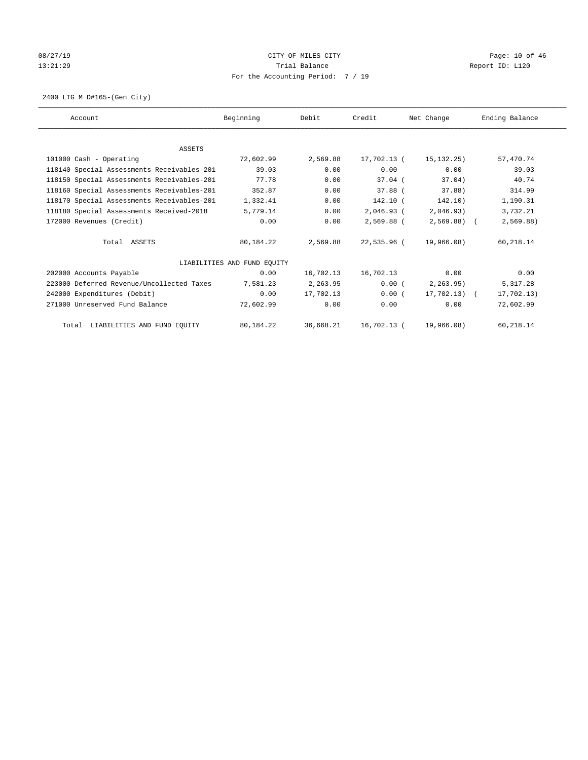CITY OF MILES CITY

Trial Balance

For the Accounting Period: 7 / 19

2400 LTG M D#165-(Gen City)

| Account | Beginning | Debit | Credit | Net Change | Ending Balance |
|---|---|---|---|---|---|
| ASSETS | | | | | |
| 101000 Cash - Operating | 72,602.99 | 2,569.88 | 17,702.13 | ( 15,132.25) | 57,470.74 |
| 118140 Special Assessments Receivables-201 | 39.03 | 0.00 | 0.00 | 0.00 | 39.03 |
| 118150 Special Assessments Receivables-201 | 77.78 | 0.00 | 37.04 | ( 37.04) | 40.74 |
| 118160 Special Assessments Receivables-201 | 352.87 | 0.00 | 37.88 | ( 37.88) | 314.99 |
| 118170 Special Assessments Receivables-201 | 1,332.41 | 0.00 | 142.10 | ( 142.10) | 1,190.31 |
| 118180 Special Assessments Received-2018 | 5,779.14 | 0.00 | 2,046.93 | ( 2,046.93) | 3,732.21 |
| 172000 Revenues (Credit) | 0.00 | 0.00 | 2,569.88 | ( 2,569.88) | ( 2,569.88) |
| Total ASSETS | 80,184.22 | 2,569.88 | 22,535.96 | ( 19,966.08) | 60,218.14 |
| LIABILITIES AND FUND EQUITY | | | | | |
| 202000 Accounts Payable | 0.00 | 16,702.13 | 16,702.13 | 0.00 | 0.00 |
| 223000 Deferred Revenue/Uncollected Taxes | 7,581.23 | 2,263.95 | 0.00 | ( 2,263.95) | 5,317.28 |
| 242000 Expenditures (Debit) | 0.00 | 17,702.13 | 0.00 | ( 17,702.13) | ( 17,702.13) |
| 271000 Unreserved Fund Balance | 72,602.99 | 0.00 | 0.00 | 0.00 | 72,602.99 |
| Total LIABILITIES AND FUND EQUITY | 80,184.22 | 36,668.21 | 16,702.13 | ( 19,966.08) | 60,218.14 |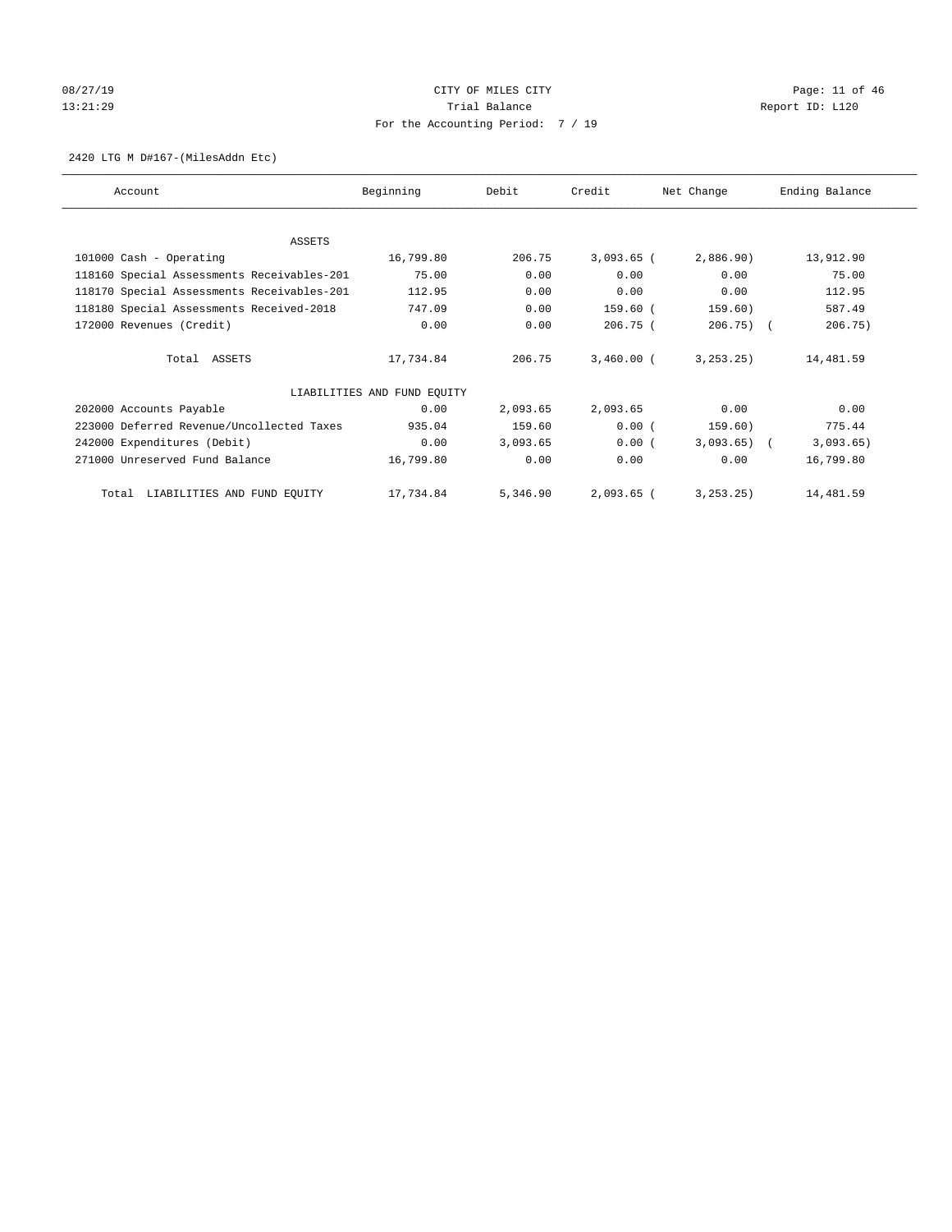CITY OF MILES CITY
Trial Balance
For the Accounting Period: 7 / 19

08/27/19
13:21:29

Report ID: L120

2420 LTG M D#167-(MilesAddn Etc)

| Account | Beginning | Debit | Credit | Net Change | Ending Balance |
|---|---|---|---|---|---|
| ASSETS | | | | | |
| 101000 Cash - Operating | 16,799.80 | 206.75 | 3,093.65 | ( 2,886.90) | 13,912.90 |
| 118160 Special Assessments Receivables-201 | 75.00 | 0.00 | 0.00 | 0.00 | 75.00 |
| 118170 Special Assessments Receivables-201 | 112.95 | 0.00 | 0.00 | 0.00 | 112.95 |
| 118180 Special Assessments Received-2018 | 747.09 | 0.00 | 159.60 | ( 159.60) | 587.49 |
| 172000 Revenues (Credit) | 0.00 | 0.00 | 206.75 | ( 206.75) | ( 206.75) |
| Total ASSETS | 17,734.84 | 206.75 | 3,460.00 | ( 3,253.25) | 14,481.59 |
| LIABILITIES AND FUND EQUITY | | | | | |
| 202000 Accounts Payable | 0.00 | 2,093.65 | 2,093.65 | 0.00 | 0.00 |
| 223000 Deferred Revenue/Uncollected Taxes | 935.04 | 159.60 | 0.00 | ( 159.60) | 775.44 |
| 242000 Expenditures (Debit) | 0.00 | 3,093.65 | 0.00 | ( 3,093.65) | ( 3,093.65) |
| 271000 Unreserved Fund Balance | 16,799.80 | 0.00 | 0.00 | 0.00 | 16,799.80 |
| Total LIABILITIES AND FUND EQUITY | 17,734.84 | 5,346.90 | 2,093.65 | ( 3,253.25) | 14,481.59 |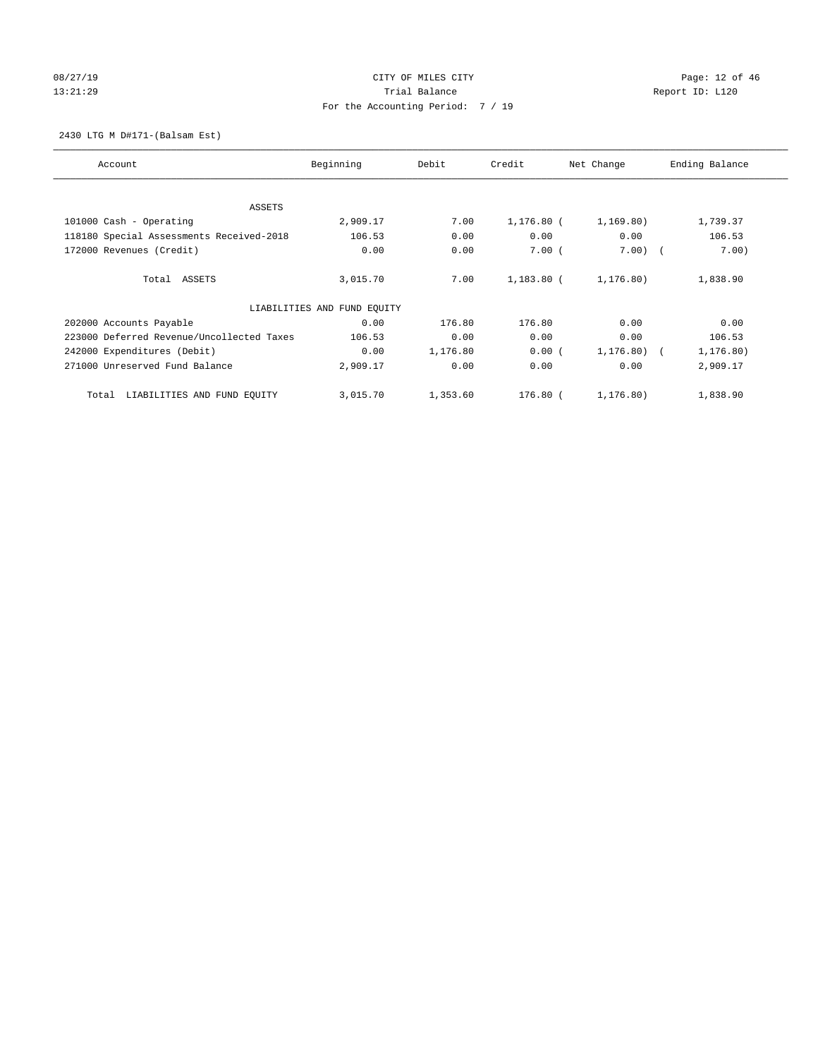CITY OF MILES CITY

Trial Balance

For the Accounting Period: 7 / 19

08/27/19 13:21:29 Report ID: L120

2430 LTG M D#171-(Balsam Est)

| Account | Beginning | Debit | Credit | Net Change | Ending Balance |
|---|---|---|---|---|---|
| ASSETS | | | | | |
| 101000 Cash - Operating | 2,909.17 | 7.00 | 1,176.80 | (1,169.80) | 1,739.37 |
| 118180 Special Assessments Received-2018 | 106.53 | 0.00 | 0.00 | 0.00 | 106.53 |
| 172000 Revenues (Credit) | 0.00 | 0.00 | 7.00 | (7.00) | (7.00) |
| Total ASSETS | 3,015.70 | 7.00 | 1,183.80 | (1,176.80) | 1,838.90 |
| LIABILITIES AND FUND EQUITY | | | | | |
| 202000 Accounts Payable | 0.00 | 176.80 | 176.80 | 0.00 | 0.00 |
| 223000 Deferred Revenue/Uncollected Taxes | 106.53 | 0.00 | 0.00 | 0.00 | 106.53 |
| 242000 Expenditures (Debit) | 0.00 | 1,176.80 | 0.00 | (1,176.80) | (1,176.80) |
| 271000 Unreserved Fund Balance | 2,909.17 | 0.00 | 0.00 | 0.00 | 2,909.17 |
| Total LIABILITIES AND FUND EQUITY | 3,015.70 | 1,353.60 | 176.80 | (1,176.80) | 1,838.90 |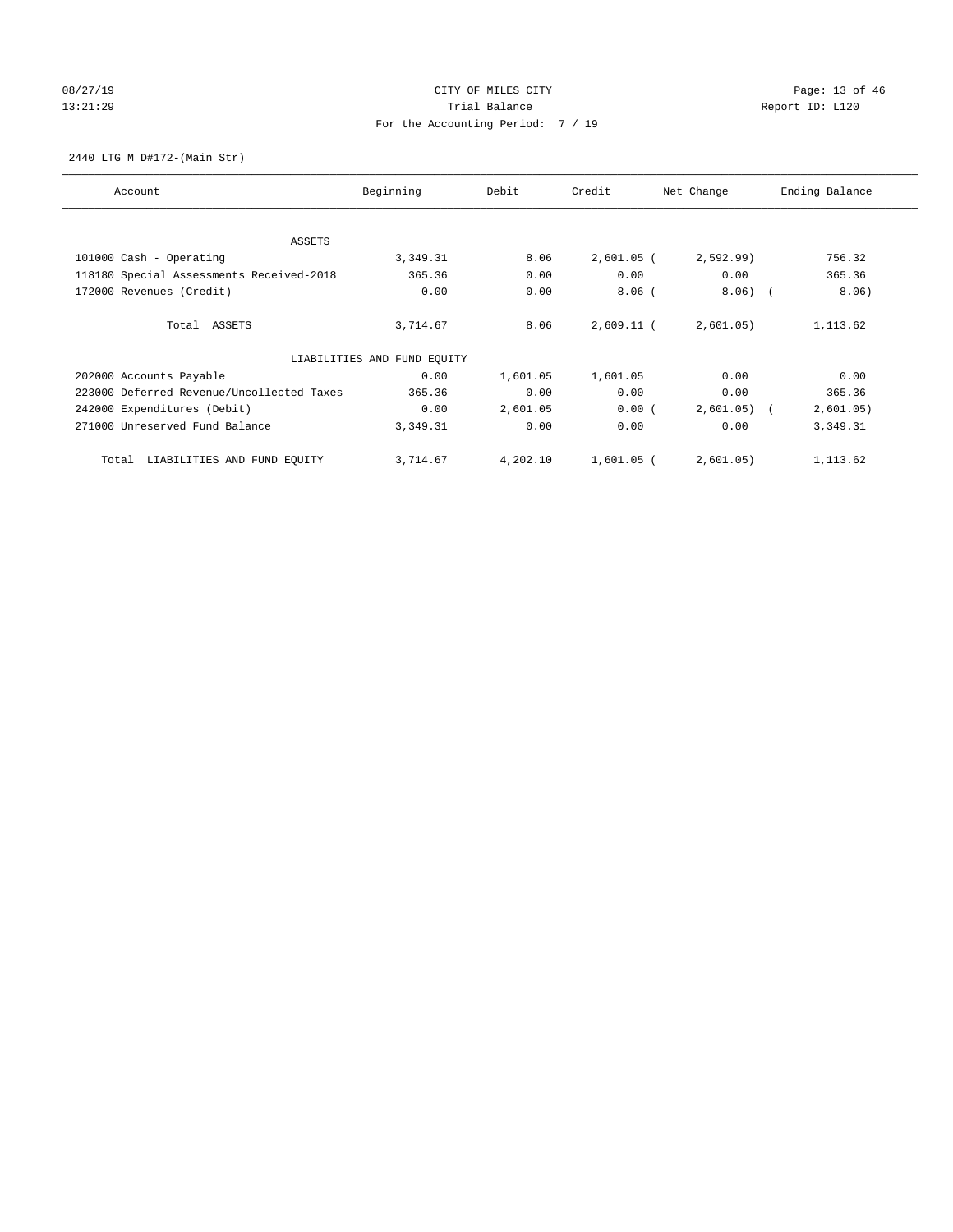CITY OF MILES CITY

Trial Balance

For the Accounting Period: 7 / 19

08/27/19 13:21:29

Report ID: L120

2440 LTG M D#172-(Main Str)

| Account | Beginning | Debit | Credit | Net Change | Ending Balance |
|---|---|---|---|---|---|
| ASSETS | | | | | |
| 101000 Cash - Operating | 3,349.31 | 8.06 | 2,601.05 | ( 2,592.99) | 756.32 |
| 118180 Special Assessments Received-2018 | 365.36 | 0.00 | 0.00 | 0.00 | 365.36 |
| 172000 Revenues (Credit) | 0.00 | 0.00 | 8.06 | ( 8.06) | ( 8.06) |
| Total ASSETS | 3,714.67 | 8.06 | 2,609.11 | ( 2,601.05) | 1,113.62 |
| LIABILITIES AND FUND EQUITY | | | | | |
| 202000 Accounts Payable | 0.00 | 1,601.05 | 1,601.05 | 0.00 | 0.00 |
| 223000 Deferred Revenue/Uncollected Taxes | 365.36 | 0.00 | 0.00 | 0.00 | 365.36 |
| 242000 Expenditures (Debit) | 0.00 | 2,601.05 | 0.00 | ( 2,601.05) | ( 2,601.05) |
| 271000 Unreserved Fund Balance | 3,349.31 | 0.00 | 0.00 | 0.00 | 3,349.31 |
| Total LIABILITIES AND FUND EQUITY | 3,714.67 | 4,202.10 | 1,601.05 | ( 2,601.05) | 1,113.62 |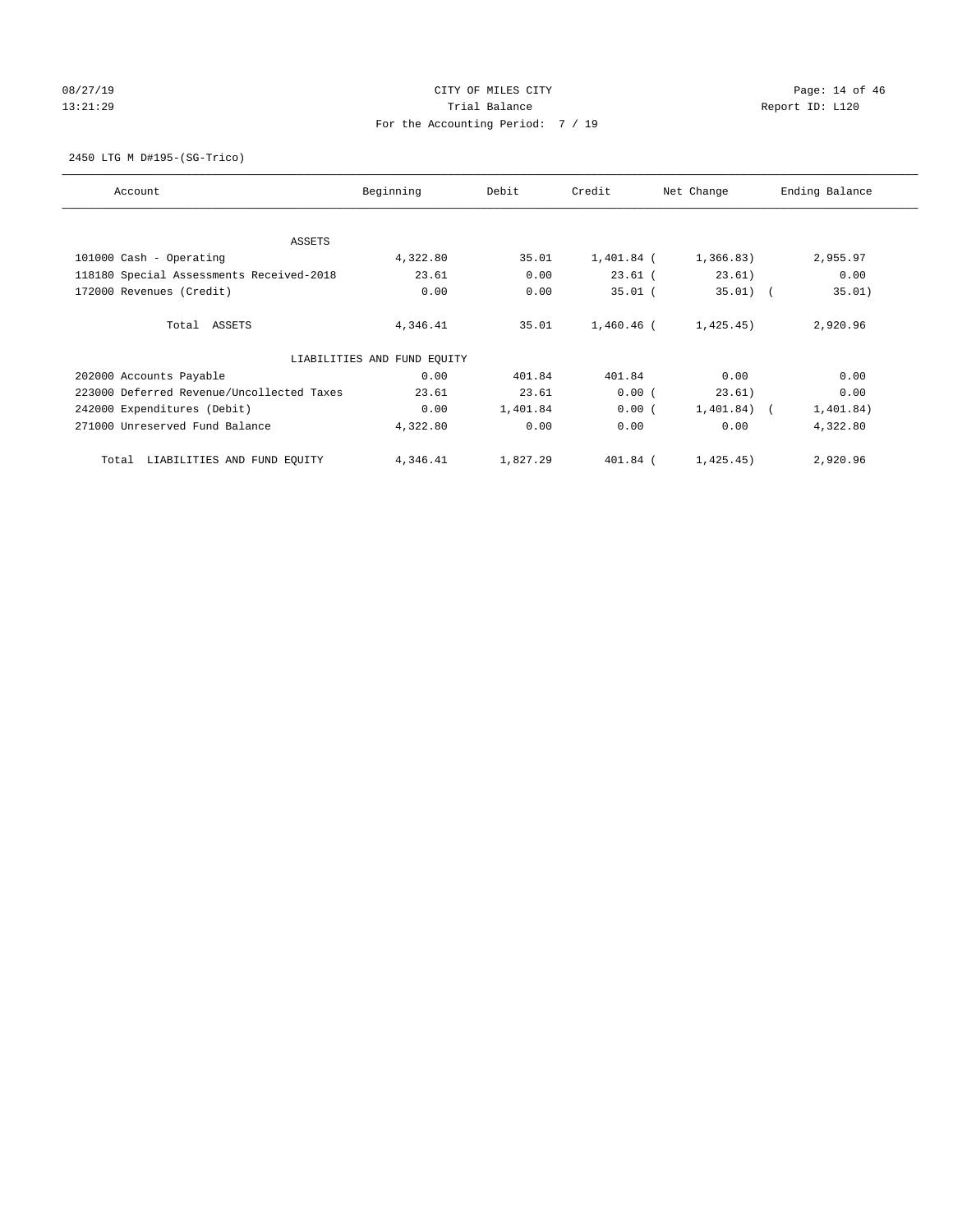CITY OF MILES CITY
Trial Balance
For the Accounting Period: 7 / 19

08/27/19
13:21:29

Report ID: L120

2450 LTG M D#195-(SG-Trico)

| Account | Beginning | Debit | Credit | Net Change | Ending Balance |
|---|---|---|---|---|---|
| ASSETS | | | | | |
| 101000 Cash - Operating | 4,322.80 | 35.01 | 1,401.84 | ( 1,366.83) | 2,955.97 |
| 118180 Special Assessments Received-2018 | 23.61 | 0.00 | 23.61 | ( 23.61) | 0.00 |
| 172000 Revenues (Credit) | 0.00 | 0.00 | 35.01 | ( 35.01) | ( 35.01) |
| Total ASSETS | 4,346.41 | 35.01 | 1,460.46 | ( 1,425.45) | 2,920.96 |
| LIABILITIES AND FUND EQUITY | | | | | |
| 202000 Accounts Payable | 0.00 | 401.84 | 401.84 | 0.00 | 0.00 |
| 223000 Deferred Revenue/Uncollected Taxes | 23.61 | 23.61 | 0.00 | ( 23.61) | 0.00 |
| 242000 Expenditures (Debit) | 0.00 | 1,401.84 | 0.00 | ( 1,401.84) | ( 1,401.84) |
| 271000 Unreserved Fund Balance | 4,322.80 | 0.00 | 0.00 | 0.00 | 4,322.80 |
| Total LIABILITIES AND FUND EQUITY | 4,346.41 | 1,827.29 | 401.84 | ( 1,425.45) | 2,920.96 |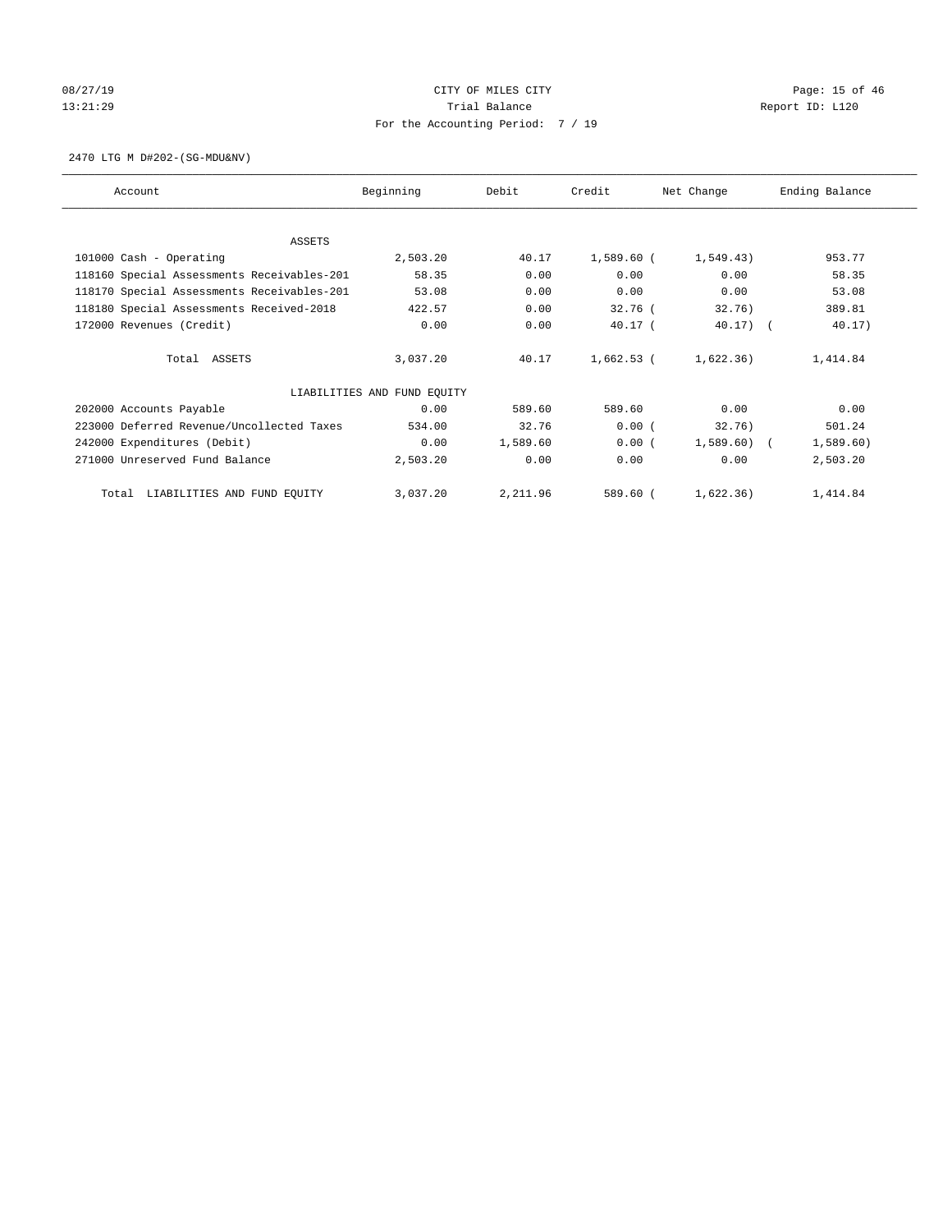CITY OF MILES CITY

Trial Balance

For the Accounting Period: 7 / 19

08/27/19
13:21:29

Report ID: L120

2470 LTG M D#202-(SG-MDU&NV)

| Account | Beginning | Debit | Credit | Net Change | Ending Balance |
|---|---|---|---|---|---|
| ASSETS | | | | | |
| 101000 Cash - Operating | 2,503.20 | 40.17 | 1,589.60 | ( 1,549.43) | 953.77 |
| 118160 Special Assessments Receivables-201 | 58.35 | 0.00 | 0.00 | 0.00 | 58.35 |
| 118170 Special Assessments Receivables-201 | 53.08 | 0.00 | 0.00 | 0.00 | 53.08 |
| 118180 Special Assessments Received-2018 | 422.57 | 0.00 | 32.76 | ( 32.76) | 389.81 |
| 172000 Revenues (Credit) | 0.00 | 0.00 | 40.17 | ( 40.17) | ( 40.17) |
| Total ASSETS | 3,037.20 | 40.17 | 1,662.53 | ( 1,622.36) | 1,414.84 |
| LIABILITIES AND FUND EQUITY | | | | | |
| 202000 Accounts Payable | 0.00 | 589.60 | 589.60 | 0.00 | 0.00 |
| 223000 Deferred Revenue/Uncollected Taxes | 534.00 | 32.76 | 0.00 | ( 32.76) | 501.24 |
| 242000 Expenditures (Debit) | 0.00 | 1,589.60 | 0.00 | ( 1,589.60) | ( 1,589.60) |
| 271000 Unreserved Fund Balance | 2,503.20 | 0.00 | 0.00 | 0.00 | 2,503.20 |
| Total LIABILITIES AND FUND EQUITY | 3,037.20 | 2,211.96 | 589.60 | ( 1,622.36) | 1,414.84 |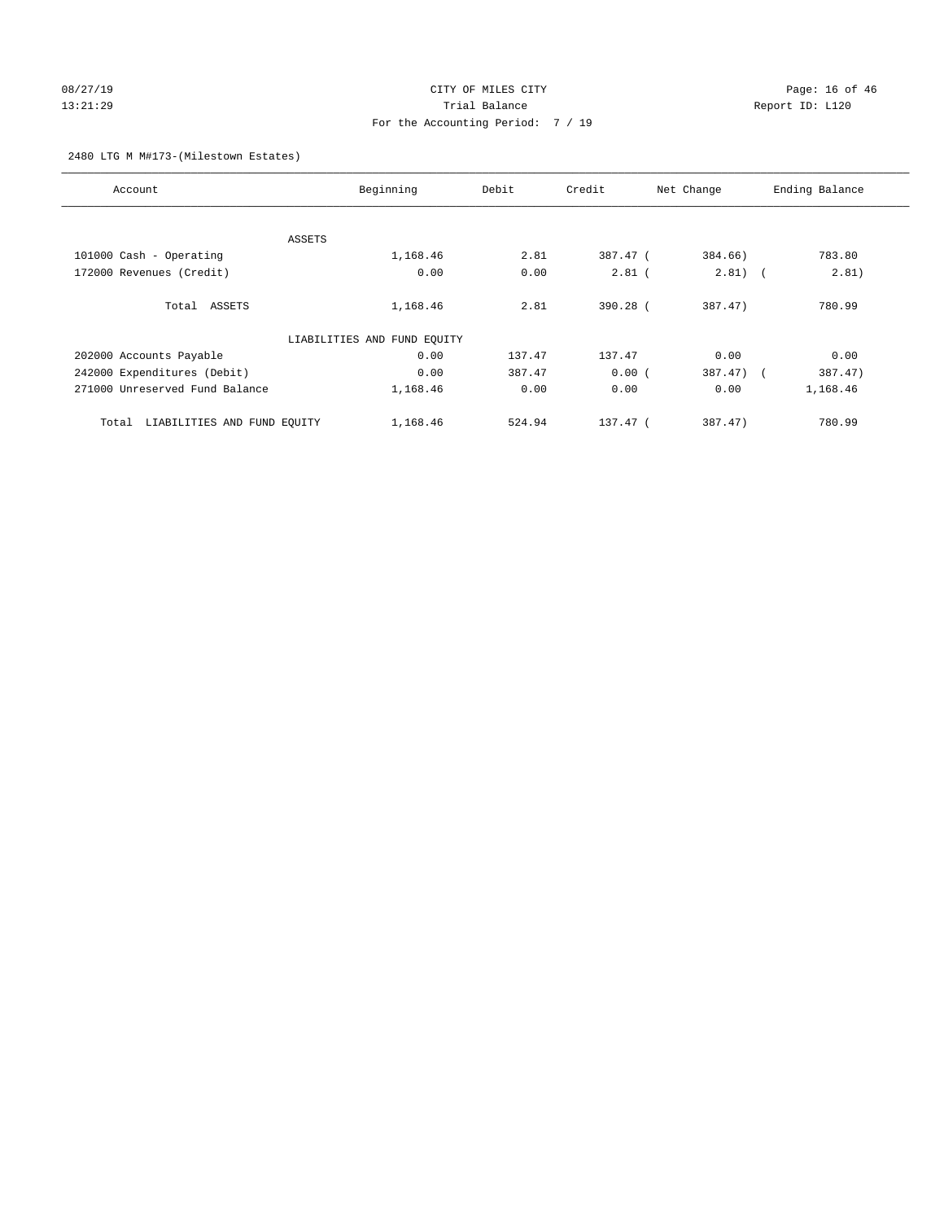CITY OF MILES CITY
Trial Balance
For the Accounting Period: 7 / 19

08/27/19
13:21:29

Report ID: L120

2480 LTG M M#173-(Milestown Estates)

| Account | Beginning | Debit | Credit | Net Change | Ending Balance |
|---|---|---|---|---|---|
| ASSETS | | | | | |
| 101000 Cash - Operating | 1,168.46 | 2.81 | 387.47 | ( 384.66) | 783.80 |
| 172000 Revenues (Credit) | 0.00 | 0.00 | 2.81 | ( 2.81) | ( 2.81) |
| Total ASSETS | 1,168.46 | 2.81 | 390.28 | ( 387.47) | 780.99 |
| LIABILITIES AND FUND EQUITY | | | | | |
| 202000 Accounts Payable | 0.00 | 137.47 | 137.47 | 0.00 | 0.00 |
| 242000 Expenditures (Debit) | 0.00 | 387.47 | 0.00 | ( 387.47) | ( 387.47) |
| 271000 Unreserved Fund Balance | 1,168.46 | 0.00 | 0.00 | 0.00 | 1,168.46 |
| Total LIABILITIES AND FUND EQUITY | 1,168.46 | 524.94 | 137.47 | ( 387.47) | 780.99 |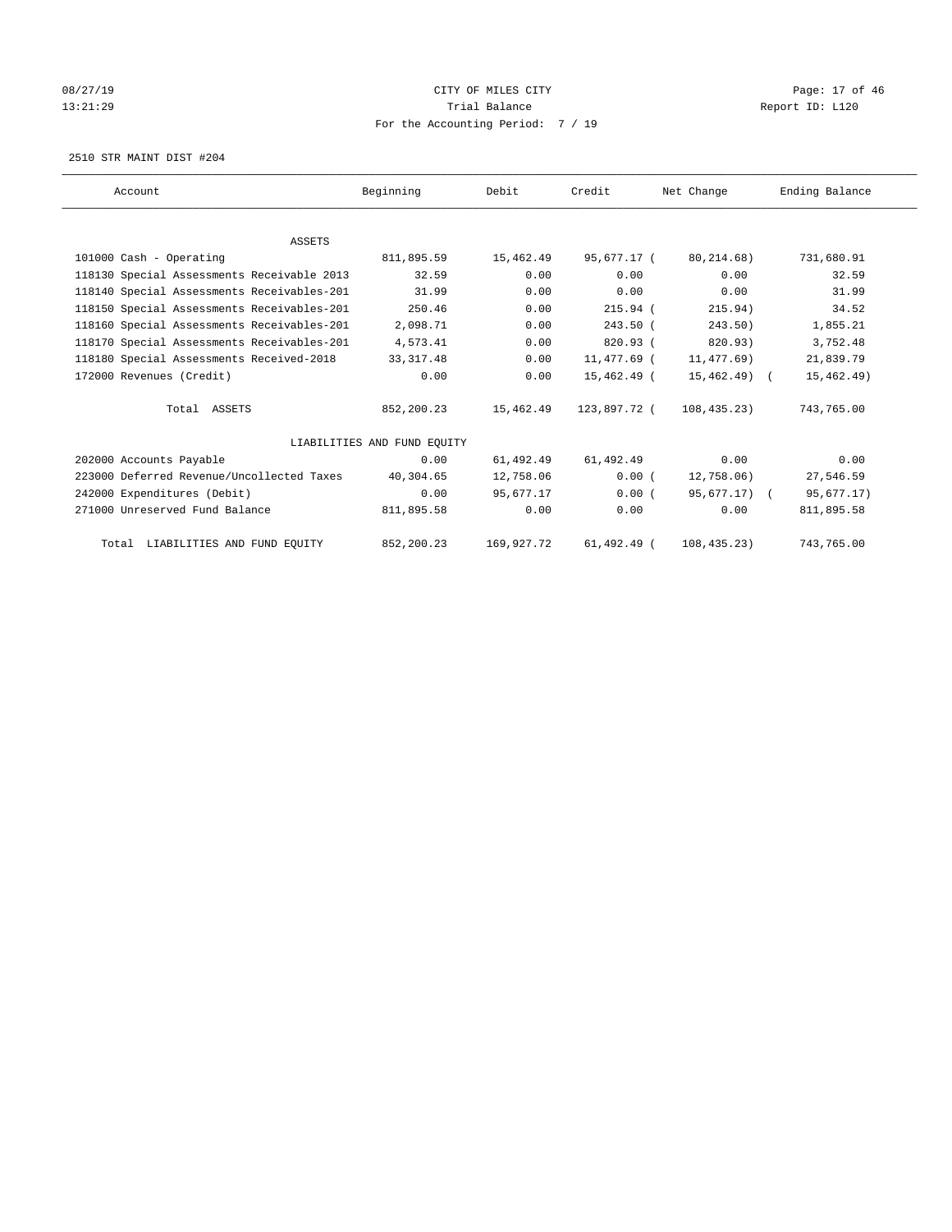# CITY OF MILES CITY

Trial Balance

For the Accounting Period: 7 / 19

08/27/19
13:21:29

Report ID: L120

2510 STR MAINT DIST #204

| Account | Beginning | Debit | Credit | Net Change | Ending Balance |
|---|---|---|---|---|---|
| ASSETS | | | | | |
| 101000 Cash - Operating | 811,895.59 | 15,462.49 | 95,677.17 | (80,214.68) | 731,680.91 |
| 118130 Special Assessments Receivable 2013 | 32.59 | 0.00 | 0.00 | 0.00 | 32.59 |
| 118140 Special Assessments Receivables-201 | 31.99 | 0.00 | 0.00 | 0.00 | 31.99 |
| 118150 Special Assessments Receivables-201 | 250.46 | 0.00 | 215.94 | (215.94) | 34.52 |
| 118160 Special Assessments Receivables-201 | 2,098.71 | 0.00 | 243.50 | (243.50) | 1,855.21 |
| 118170 Special Assessments Receivables-201 | 4,573.41 | 0.00 | 820.93 | (820.93) | 3,752.48 |
| 118180 Special Assessments Received-2018 | 33,317.48 | 0.00 | 11,477.69 | (11,477.69) | 21,839.79 |
| 172000 Revenues (Credit) | 0.00 | 0.00 | 15,462.49 | (15,462.49) | (15,462.49) |
| Total ASSETS | 852,200.23 | 15,462.49 | 123,897.72 | (108,435.23) | 743,765.00 |
| LIABILITIES AND FUND EQUITY | | | | | |
| 202000 Accounts Payable | 0.00 | 61,492.49 | 61,492.49 | 0.00 | 0.00 |
| 223000 Deferred Revenue/Uncollected Taxes | 40,304.65 | 12,758.06 | 0.00 | (12,758.06) | 27,546.59 |
| 242000 Expenditures (Debit) | 0.00 | 95,677.17 | 0.00 | (95,677.17) | (95,677.17) |
| 271000 Unreserved Fund Balance | 811,895.58 | 0.00 | 0.00 | 0.00 | 811,895.58 |
| Total LIABILITIES AND FUND EQUITY | 852,200.23 | 169,927.72 | 61,492.49 | (108,435.23) | 743,765.00 |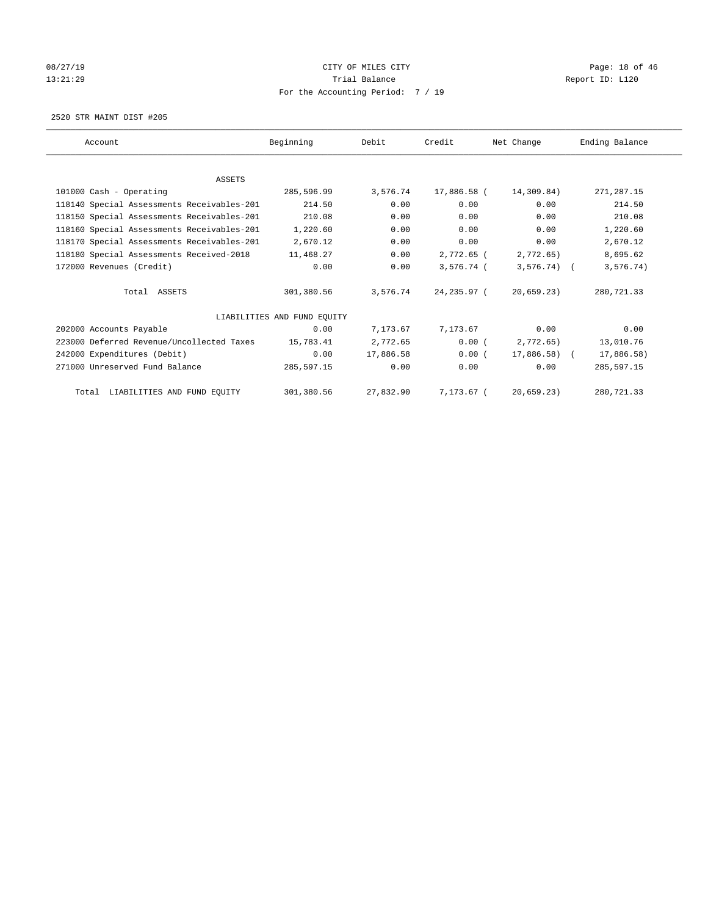CITY OF MILES CITY
Trial Balance
For the Accounting Period: 7 / 19

08/27/19
13:21:29

Report ID: L120

2520 STR MAINT DIST #205

| Account | Beginning | Debit | Credit | Net Change | Ending Balance |
|---|---|---|---|---|---|
| ASSETS | | | | | |
| 101000 Cash - Operating | 285,596.99 | 3,576.74 | 17,886.58 | ( 14,309.84) | 271,287.15 |
| 118140 Special Assessments Receivables-201 | 214.50 | 0.00 | 0.00 | 0.00 | 214.50 |
| 118150 Special Assessments Receivables-201 | 210.08 | 0.00 | 0.00 | 0.00 | 210.08 |
| 118160 Special Assessments Receivables-201 | 1,220.60 | 0.00 | 0.00 | 0.00 | 1,220.60 |
| 118170 Special Assessments Receivables-201 | 2,670.12 | 0.00 | 0.00 | 0.00 | 2,670.12 |
| 118180 Special Assessments Received-2018 | 11,468.27 | 0.00 | 2,772.65 | ( 2,772.65) | 8,695.62 |
| 172000 Revenues (Credit) | 0.00 | 0.00 | 3,576.74 | ( 3,576.74) | ( 3,576.74) |
| Total ASSETS | 301,380.56 | 3,576.74 | 24,235.97 | ( 20,659.23) | 280,721.33 |
| LIABILITIES AND FUND EQUITY | | | | | |
| 202000 Accounts Payable | 0.00 | 7,173.67 | 7,173.67 | 0.00 | 0.00 |
| 223000 Deferred Revenue/Uncollected Taxes | 15,783.41 | 2,772.65 | 0.00 | ( 2,772.65) | 13,010.76 |
| 242000 Expenditures (Debit) | 0.00 | 17,886.58 | 0.00 | ( 17,886.58) | ( 17,886.58) |
| 271000 Unreserved Fund Balance | 285,597.15 | 0.00 | 0.00 | 0.00 | 285,597.15 |
| Total LIABILITIES AND FUND EQUITY | 301,380.56 | 27,832.90 | 7,173.67 | ( 20,659.23) | 280,721.33 |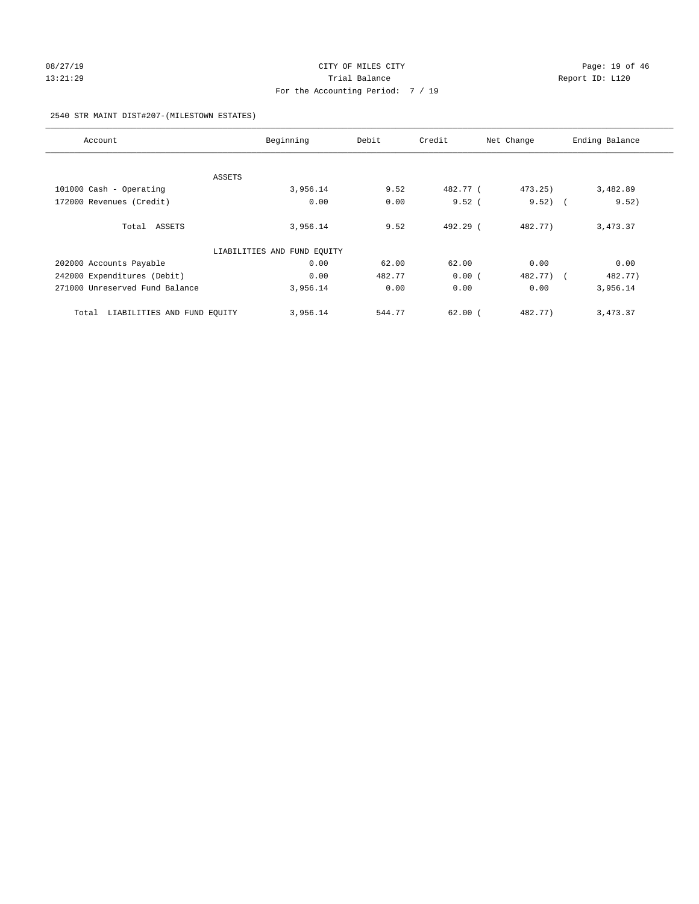CITY OF MILES CITY
Trial Balance
For the Accounting Period: 7 / 19

2540 STR MAINT DIST#207-(MILESTOWN ESTATES)

| Account | Beginning | Debit | Credit | Net Change | Ending Balance |
|---|---|---|---|---|---|
| ASSETS | | | | | |
| 101000 Cash - Operating | 3,956.14 | 9.52 | 482.77 | ( 473.25) | 3,482.89 |
| 172000 Revenues (Credit) | 0.00 | 0.00 | 9.52 | ( 9.52) | ( 9.52) |
| Total ASSETS | 3,956.14 | 9.52 | 492.29 | ( 482.77) | 3,473.37 |
| LIABILITIES AND FUND EQUITY | | | | | |
| 202000 Accounts Payable | 0.00 | 62.00 | 62.00 | 0.00 | 0.00 |
| 242000 Expenditures (Debit) | 0.00 | 482.77 | 0.00 | ( 482.77) | ( 482.77) |
| 271000 Unreserved Fund Balance | 3,956.14 | 0.00 | 0.00 | 0.00 | 3,956.14 |
| Total LIABILITIES AND FUND EQUITY | 3,956.14 | 544.77 | 62.00 | ( 482.77) | 3,473.37 |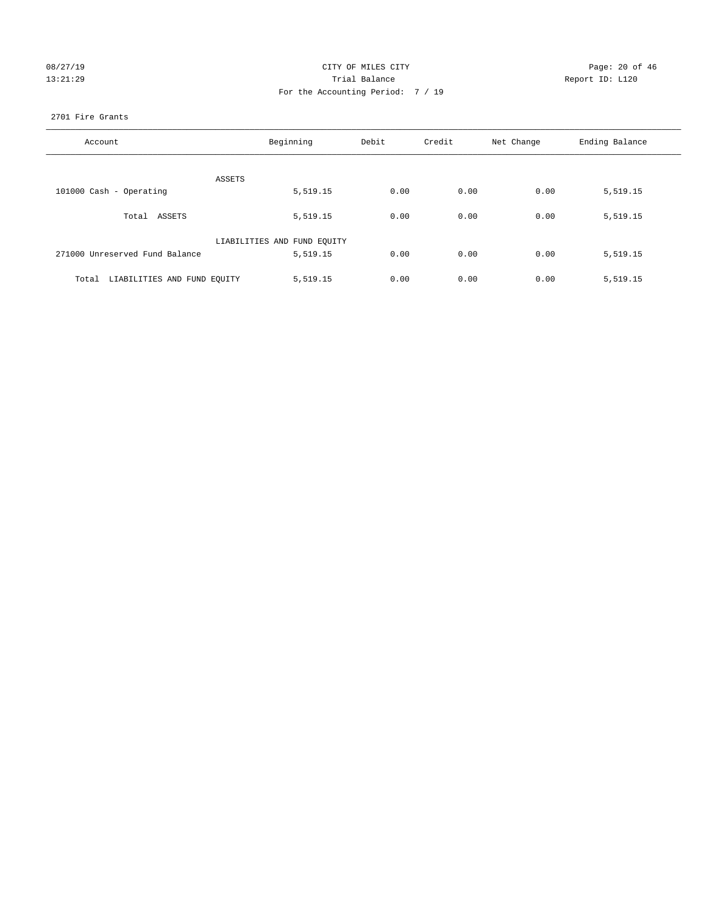CITY OF MILES CITY

Trial Balance

For the Accounting Period: 7 / 19

08/27/19
13:21:29

Report ID: L120

2701 Fire Grants

| Account | Beginning | Debit | Credit | Net Change | Ending Balance |
|---|---|---|---|---|---|
| ASSETS | | | | | |
| 101000 Cash - Operating | 5,519.15 | 0.00 | 0.00 | 0.00 | 5,519.15 |
| Total ASSETS | 5,519.15 | 0.00 | 0.00 | 0.00 | 5,519.15 |
| LIABILITIES AND FUND EQUITY | | | | | |
| 271000 Unreserved Fund Balance | 5,519.15 | 0.00 | 0.00 | 0.00 | 5,519.15 |
| Total LIABILITIES AND FUND EQUITY | 5,519.15 | 0.00 | 0.00 | 0.00 | 5,519.15 |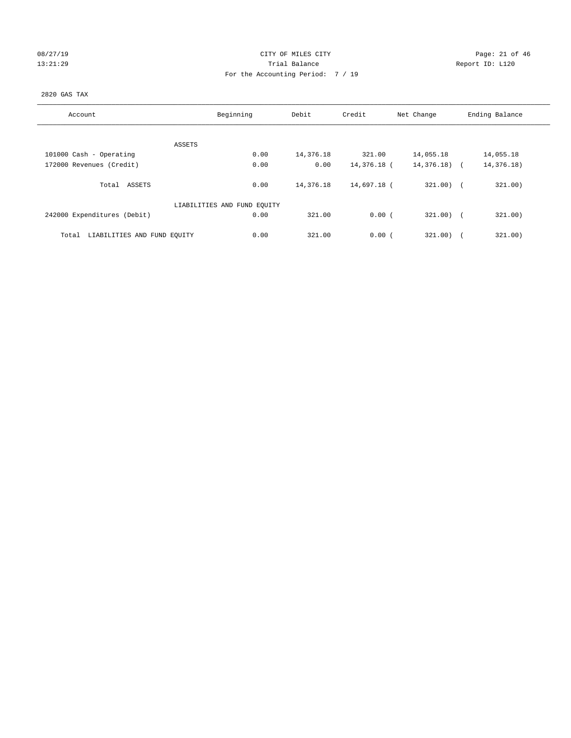08/27/19 CITY OF MILES CITY
13:21:29 Trial Balance Report ID: L120
For the Accounting Period: 7 / 19

2820 GAS TAX

| Account | Beginning | Debit | Credit | Net Change | Ending Balance |
|---|---|---|---|---|---|
| ASSETS | | | | | |
| 101000 Cash - Operating | 0.00 | 14,376.18 | 321.00 | 14,055.18 | 14,055.18 |
| 172000 Revenues (Credit) | 0.00 | 0.00 | 14,376.18 | ( 14,376.18) | ( 14,376.18) |
| Total ASSETS | 0.00 | 14,376.18 | 14,697.18 | ( 321.00) | ( 321.00) |
| LIABILITIES AND FUND EQUITY | | | | | |
| 242000 Expenditures (Debit) | 0.00 | 321.00 | 0.00 | ( 321.00) | ( 321.00) |
| Total LIABILITIES AND FUND EQUITY | 0.00 | 321.00 | 0.00 | ( 321.00) | ( 321.00) |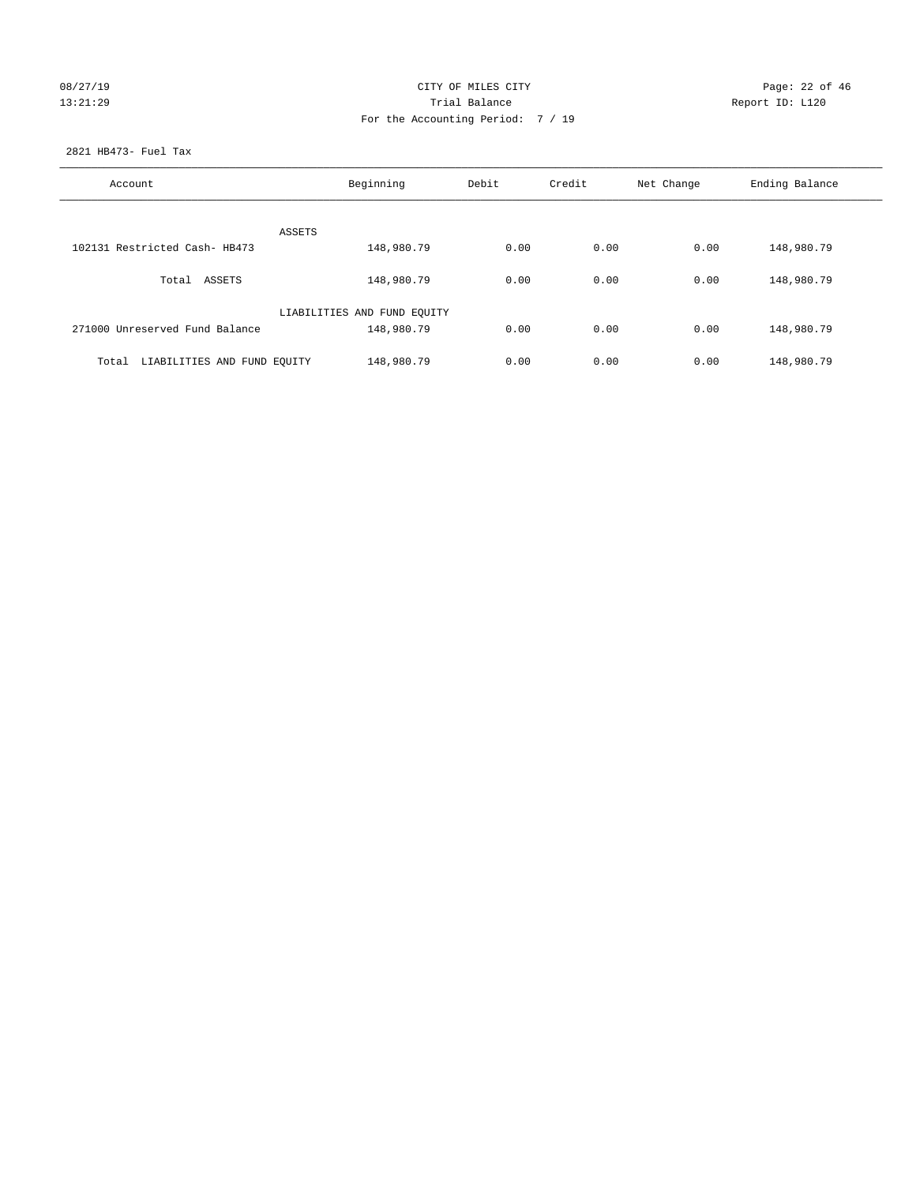CITY OF MILES CITY
Trial Balance
For the Accounting Period: 7 / 19

08/27/19
13:21:29

Report ID: L120

2821 HB473- Fuel Tax

| Account | Beginning | Debit | Credit | Net Change | Ending Balance |
|---|---|---|---|---|---|
| ASSETS | | | | | |
| 102131 Restricted Cash- HB473 | 148,980.79 | 0.00 | 0.00 | 0.00 | 148,980.79 |
| Total ASSETS | 148,980.79 | 0.00 | 0.00 | 0.00 | 148,980.79 |
| LIABILITIES AND FUND EQUITY | | | | | |
| 271000 Unreserved Fund Balance | 148,980.79 | 0.00 | 0.00 | 0.00 | 148,980.79 |
| Total LIABILITIES AND FUND EQUITY | 148,980.79 | 0.00 | 0.00 | 0.00 | 148,980.79 |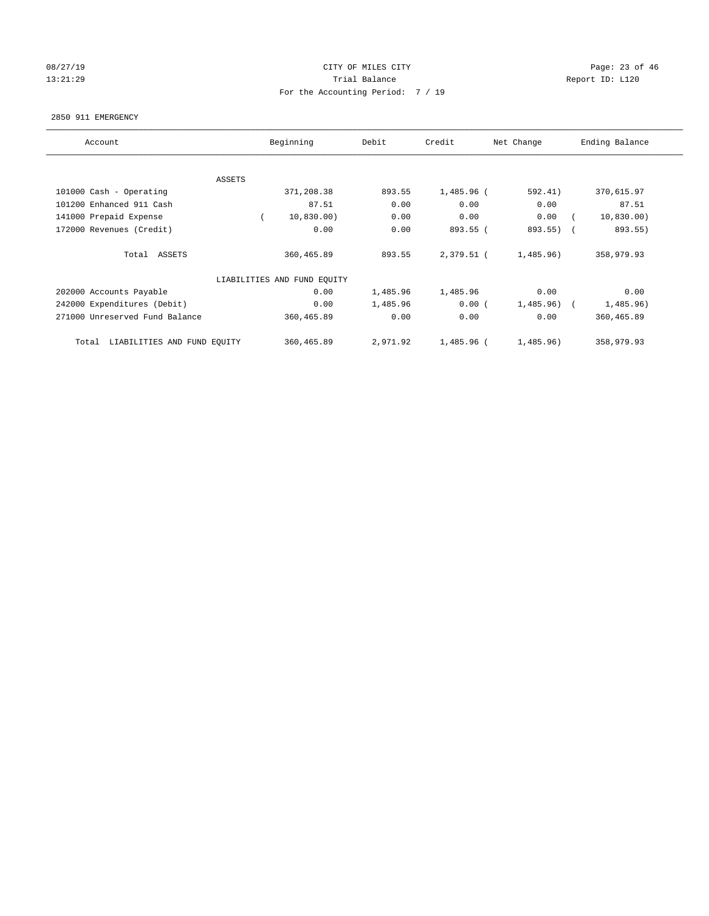08/27/19 CITY OF MILES CITY
13:21:29 Trial Balance Report ID: L120
For the Accounting Period: 7 / 19

2850 911 EMERGENCY

| Account | Beginning | Debit | Credit | Net Change | Ending Balance |
|---|---|---|---|---|---|
| ASSETS | | | | | |
| 101000 Cash - Operating | 371,208.38 | 893.55 | 1,485.96 | ( 592.41) | 370,615.97 |
| 101200 Enhanced 911 Cash | 87.51 | 0.00 | 0.00 | 0.00 | 87.51 |
| 141000 Prepaid Expense | ( 10,830.00) | 0.00 | 0.00 | 0.00 | ( 10,830.00) |
| 172000 Revenues (Credit) | 0.00 | 0.00 | 893.55 | ( 893.55) | ( 893.55) |
| Total ASSETS | 360,465.89 | 893.55 | 2,379.51 | ( 1,485.96) | 358,979.93 |
| LIABILITIES AND FUND EQUITY | | | | | |
| 202000 Accounts Payable | 0.00 | 1,485.96 | 1,485.96 | 0.00 | 0.00 |
| 242000 Expenditures (Debit) | 0.00 | 1,485.96 | 0.00 | ( 1,485.96) | ( 1,485.96) |
| 271000 Unreserved Fund Balance | 360,465.89 | 0.00 | 0.00 | 0.00 | 360,465.89 |
| Total LIABILITIES AND FUND EQUITY | 360,465.89 | 2,971.92 | 1,485.96 | ( 1,485.96) | 358,979.93 |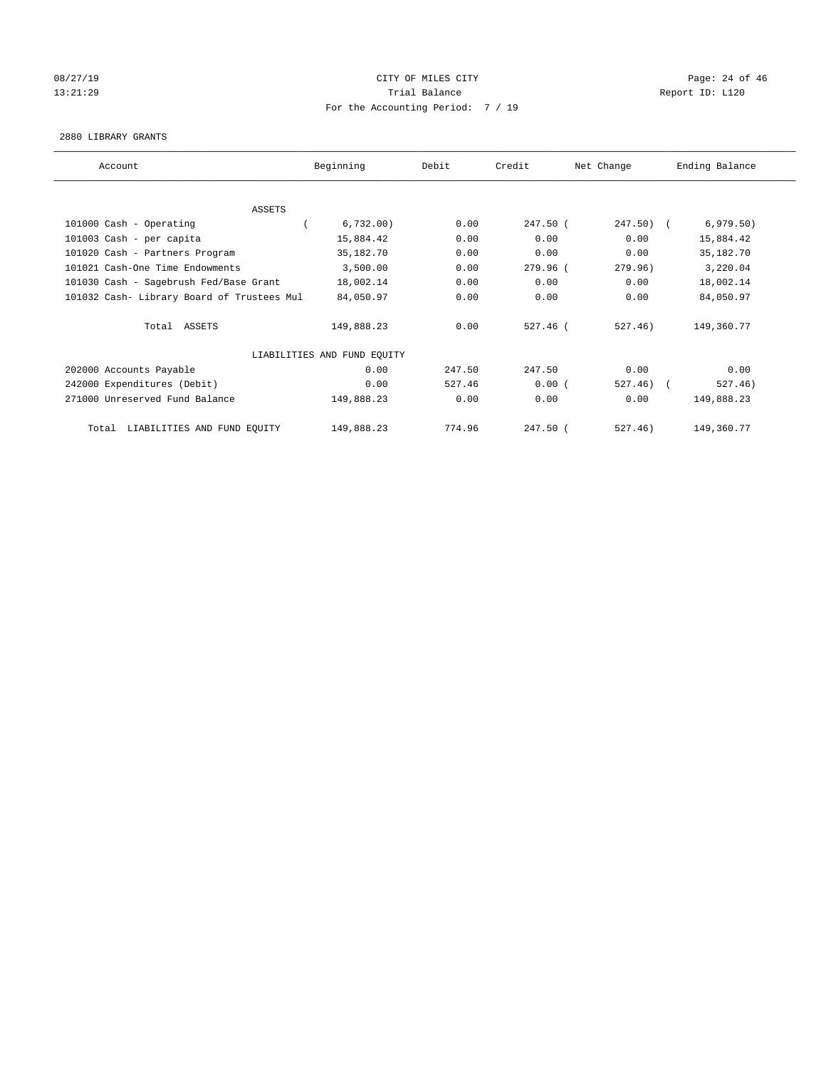CITY OF MILES CITY

Trial Balance

For the Accounting Period: 7 / 19

08/27/19 13:21:29 Report ID: L120

2880 LIBRARY GRANTS

| Account | Beginning | Debit | Credit | Net Change | Ending Balance |
|---|---|---|---|---|---|
| ASSETS | | | | | |
| 101000 Cash - Operating | ( 6,732.00) | 0.00 | 247.50 | ( 247.50) | ( 6,979.50) |
| 101003 Cash - per capita | 15,884.42 | 0.00 | 0.00 | 0.00 | 15,884.42 |
| 101020 Cash - Partners Program | 35,182.70 | 0.00 | 0.00 | 0.00 | 35,182.70 |
| 101021 Cash-One Time Endowments | 3,500.00 | 0.00 | 279.96 | ( 279.96) | 3,220.04 |
| 101030 Cash - Sagebrush Fed/Base Grant | 18,002.14 | 0.00 | 0.00 | 0.00 | 18,002.14 |
| 101032 Cash- Library Board of Trustees Mul | 84,050.97 | 0.00 | 0.00 | 0.00 | 84,050.97 |
| Total ASSETS | 149,888.23 | 0.00 | 527.46 | ( 527.46) | 149,360.77 |
| LIABILITIES AND FUND EQUITY | | | | | |
| 202000 Accounts Payable | 0.00 | 247.50 | 247.50 | 0.00 | 0.00 |
| 242000 Expenditures (Debit) | 0.00 | 527.46 | 0.00 | ( 527.46) | ( 527.46) |
| 271000 Unreserved Fund Balance | 149,888.23 | 0.00 | 0.00 | 0.00 | 149,888.23 |
| Total LIABILITIES AND FUND EQUITY | 149,888.23 | 774.96 | 247.50 | ( 527.46) | 149,360.77 |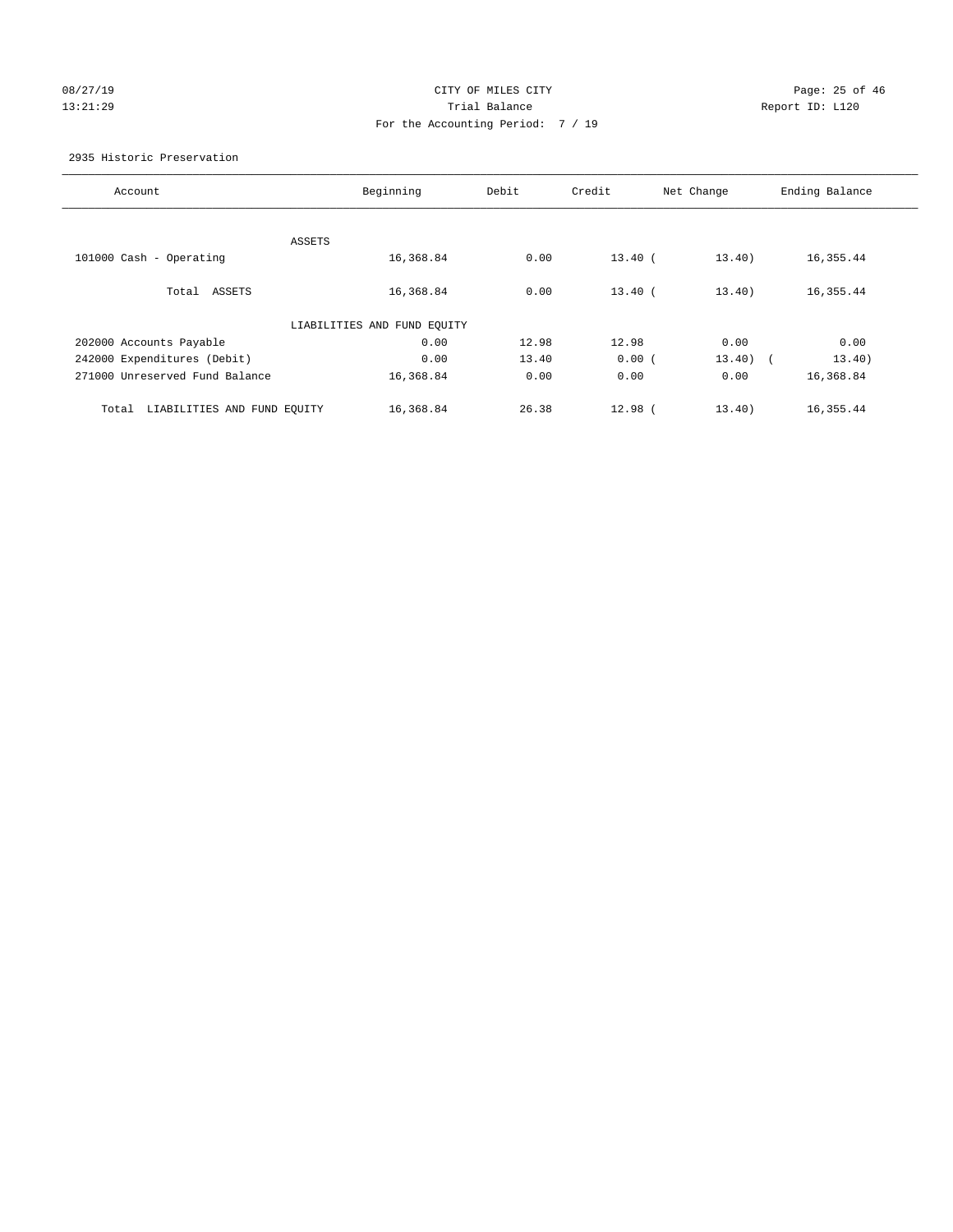CITY OF MILES CITY

Trial Balance

For the Accounting Period: 7 / 19

08/27/19
13:21:29

Report ID: L120

2935 Historic Preservation

| Account | Beginning | Debit | Credit | Net Change | Ending Balance |
|---|---|---|---|---|---|
| ASSETS | | | | | |
| 101000 Cash - Operating | 16,368.84 | 0.00 | 13.40 | ( 13.40) | 16,355.44 |
| Total ASSETS | 16,368.84 | 0.00 | 13.40 | ( 13.40) | 16,355.44 |
| LIABILITIES AND FUND EQUITY | | | | | |
| 202000 Accounts Payable | 0.00 | 12.98 | 12.98 | 0.00 | 0.00 |
| 242000 Expenditures (Debit) | 0.00 | 13.40 | 0.00 | ( 13.40) | ( 13.40) |
| 271000 Unreserved Fund Balance | 16,368.84 | 0.00 | 0.00 | 0.00 | 16,368.84 |
| Total LIABILITIES AND FUND EQUITY | 16,368.84 | 26.38 | 12.98 | ( 13.40) | 16,355.44 |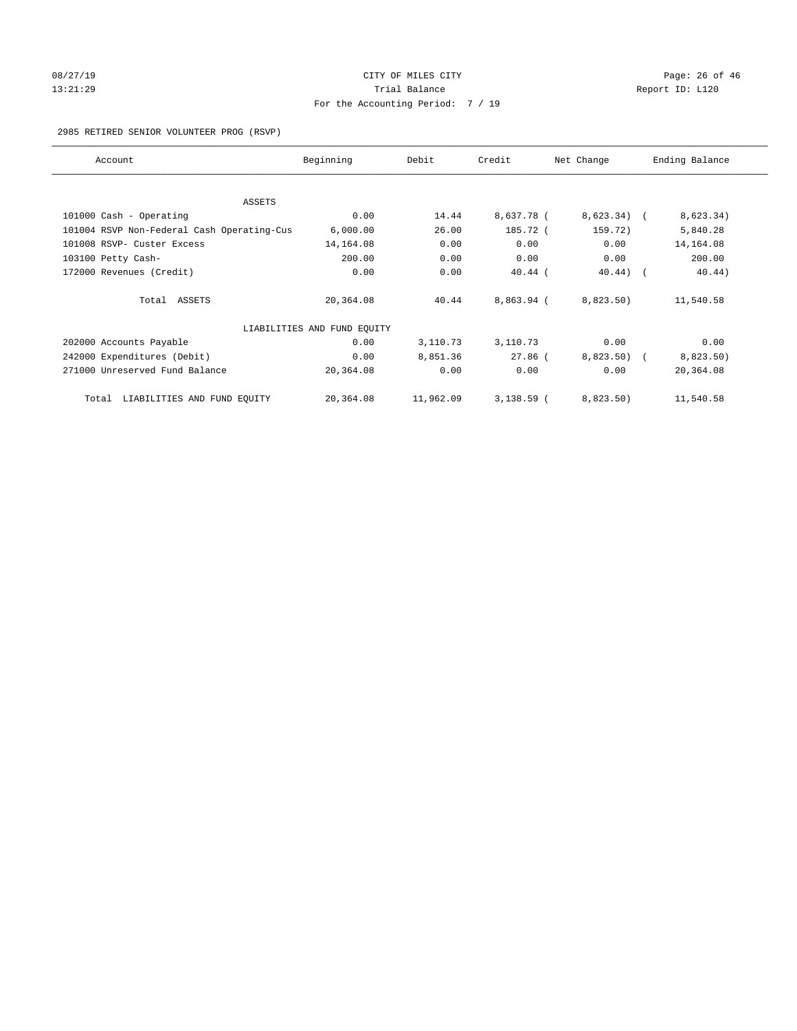CITY OF MILES CITY

Trial Balance

For the Accounting Period: 7 / 19

08/27/19
13:21:29

Report ID: L120

2985 RETIRED SENIOR VOLUNTEER PROG (RSVP)

| Account | Beginning | Debit | Credit | Net Change | Ending Balance |
|---|---|---|---|---|---|
| ASSETS | | | | | |
| 101000 Cash - Operating | 0.00 | 14.44 | 8,637.78 | ( 8,623.34) | ( 8,623.34) |
| 101004 RSVP Non-Federal Cash Operating-Cus | 6,000.00 | 26.00 | 185.72 | ( 159.72) | 5,840.28 |
| 101008 RSVP- Custer Excess | 14,164.08 | 0.00 | 0.00 | 0.00 | 14,164.08 |
| 103100 Petty Cash- | 200.00 | 0.00 | 0.00 | 0.00 | 200.00 |
| 172000 Revenues (Credit) | 0.00 | 0.00 | 40.44 | ( 40.44) | ( 40.44) |
| Total ASSETS | 20,364.08 | 40.44 | 8,863.94 | ( 8,823.50) | 11,540.58 |
| LIABILITIES AND FUND EQUITY | | | | | |
| 202000 Accounts Payable | 0.00 | 3,110.73 | 3,110.73 | 0.00 | 0.00 |
| 242000 Expenditures (Debit) | 0.00 | 8,851.36 | 27.86 | ( 8,823.50) | ( 8,823.50) |
| 271000 Unreserved Fund Balance | 20,364.08 | 0.00 | 0.00 | 0.00 | 20,364.08 |
| Total LIABILITIES AND FUND EQUITY | 20,364.08 | 11,962.09 | 3,138.59 | ( 8,823.50) | 11,540.58 |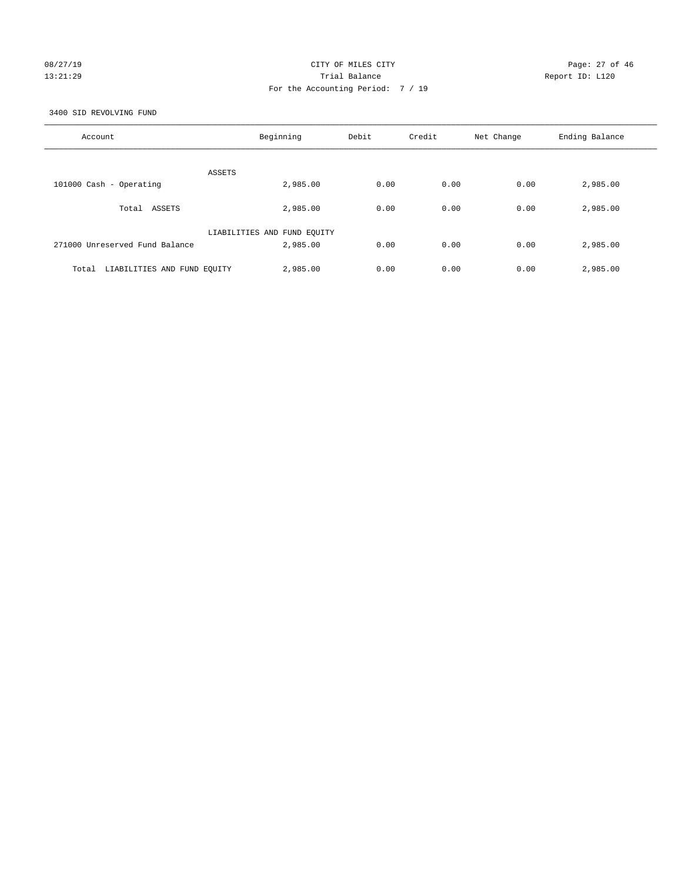CITY OF MILES CITY
Trial Balance
For the Accounting Period: 7 / 19

08/27/19
13:21:29

Report ID: L120

3400 SID REVOLVING FUND

| Account | Beginning | Debit | Credit | Net Change | Ending Balance |
|---|---|---|---|---|---|
| ASSETS | | | | | |
| 101000 Cash - Operating | 2,985.00 | 0.00 | 0.00 | 0.00 | 2,985.00 |
| Total ASSETS | 2,985.00 | 0.00 | 0.00 | 0.00 | 2,985.00 |
| LIABILITIES AND FUND EQUITY | | | | | |
| 271000 Unreserved Fund Balance | 2,985.00 | 0.00 | 0.00 | 0.00 | 2,985.00 |
| Total LIABILITIES AND FUND EQUITY | 2,985.00 | 0.00 | 0.00 | 0.00 | 2,985.00 |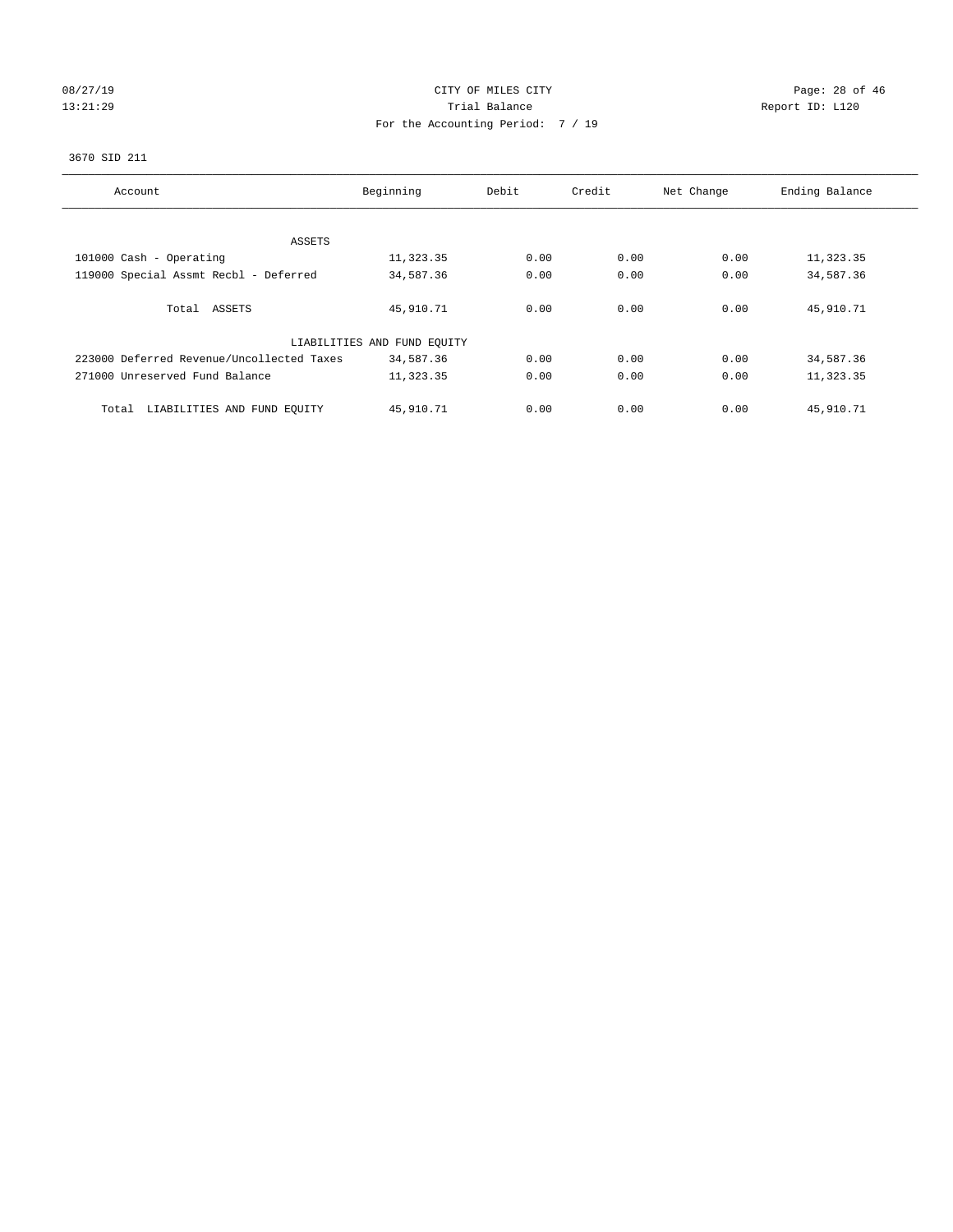08/27/19 CITY OF MILES CITY

13:21:29 Trial Balance Report ID: L120

For the Accounting Period: 7 / 19

3670 SID 211

| Account | Beginning | Debit | Credit | Net Change | Ending Balance |
|---|---|---|---|---|---|
| ASSETS | | | | | |
| 101000 Cash - Operating | 11,323.35 | 0.00 | 0.00 | 0.00 | 11,323.35 |
| 119000 Special Assmt Recbl - Deferred | 34,587.36 | 0.00 | 0.00 | 0.00 | 34,587.36 |
| Total ASSETS | 45,910.71 | 0.00 | 0.00 | 0.00 | 45,910.71 |
| LIABILITIES AND FUND EQUITY | | | | | |
| 223000 Deferred Revenue/Uncollected Taxes | 34,587.36 | 0.00 | 0.00 | 0.00 | 34,587.36 |
| 271000 Unreserved Fund Balance | 11,323.35 | 0.00 | 0.00 | 0.00 | 11,323.35 |
| Total LIABILITIES AND FUND EQUITY | 45,910.71 | 0.00 | 0.00 | 0.00 | 45,910.71 |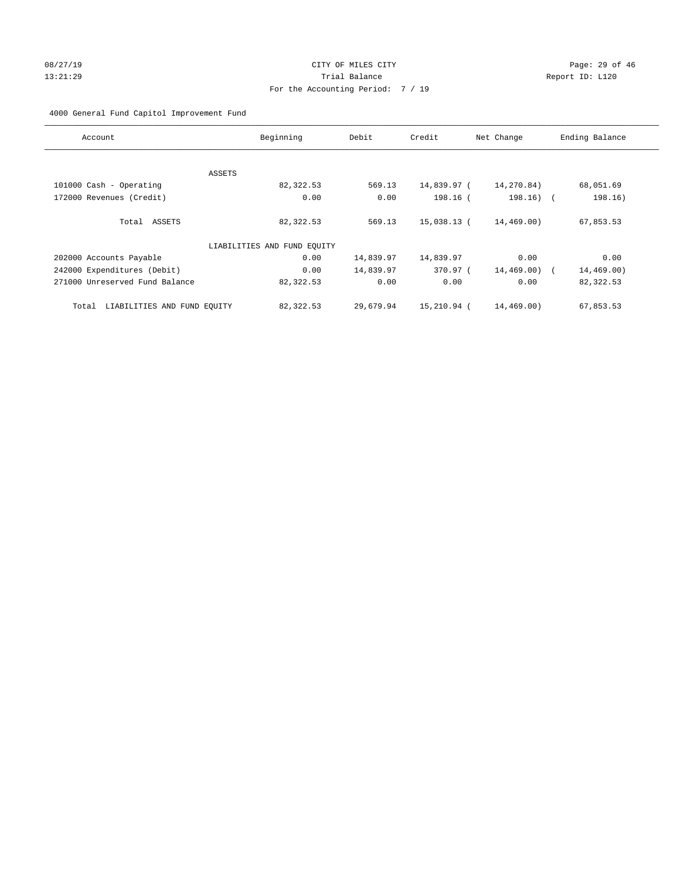CITY OF MILES CITY
Trial Balance
For the Accounting Period: 7 / 19

08/27/19
13:21:29

Report ID: L120

4000 General Fund Capitol Improvement Fund

| Account | Beginning | Debit | Credit | Net Change | Ending Balance |
|---|---|---|---|---|---|
| ASSETS | | | | | |
| 101000 Cash - Operating | 82,322.53 | 569.13 | 14,839.97 | (14,270.84) | 68,051.69 |
| 172000 Revenues (Credit) | 0.00 | 0.00 | 198.16 | (198.16) | (198.16) |
| Total ASSETS | 82,322.53 | 569.13 | 15,038.13 | (14,469.00) | 67,853.53 |
| LIABILITIES AND FUND EQUITY | | | | | |
| 202000 Accounts Payable | 0.00 | 14,839.97 | 14,839.97 | 0.00 | 0.00 |
| 242000 Expenditures (Debit) | 0.00 | 14,839.97 | 370.97 | (14,469.00) | (14,469.00) |
| 271000 Unreserved Fund Balance | 82,322.53 | 0.00 | 0.00 | 0.00 | 82,322.53 |
| Total LIABILITIES AND FUND EQUITY | 82,322.53 | 29,679.94 | 15,210.94 | (14,469.00) | 67,853.53 |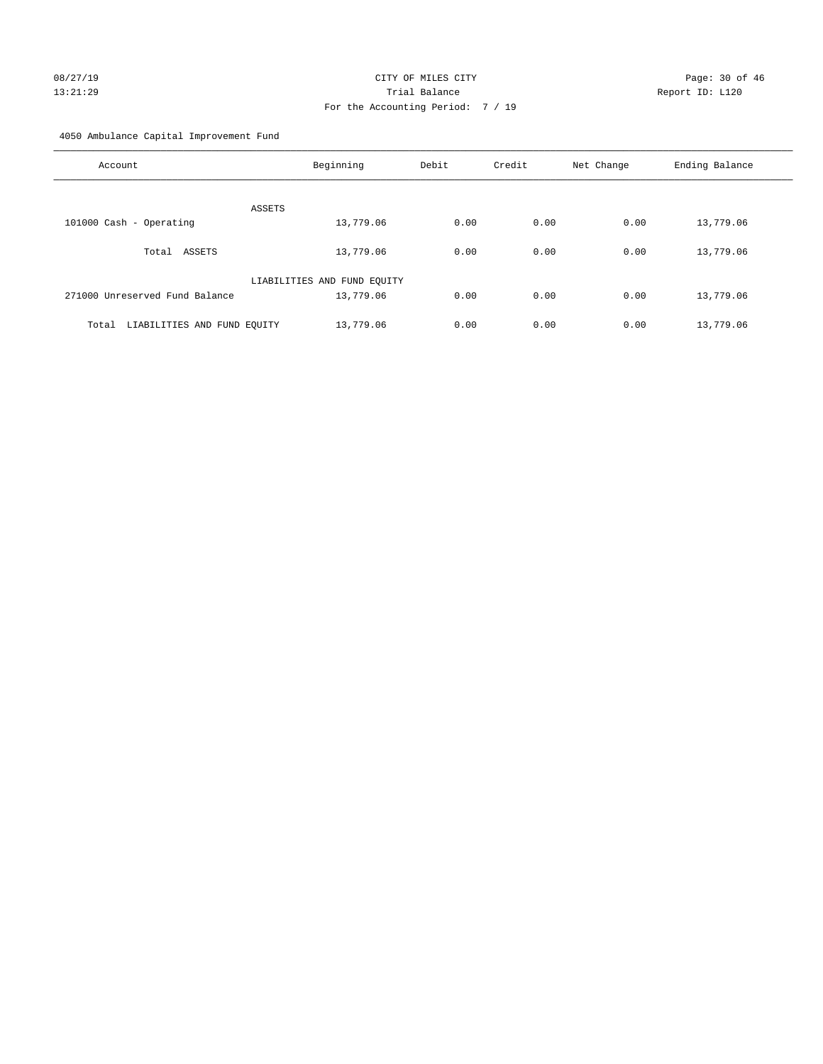CITY OF MILES CITY

Trial Balance

For the Accounting Period: 7 / 19

08/27/19 13:21:29 Report ID: L120

4050 Ambulance Capital Improvement Fund

| Account | Beginning | Debit | Credit | Net Change | Ending Balance |
|---|---|---|---|---|---|
| ASSETS | | | | | |
| 101000 Cash - Operating | 13,779.06 | 0.00 | 0.00 | 0.00 | 13,779.06 |
| Total ASSETS | 13,779.06 | 0.00 | 0.00 | 0.00 | 13,779.06 |
| LIABILITIES AND FUND EQUITY | | | | | |
| 271000 Unreserved Fund Balance | 13,779.06 | 0.00 | 0.00 | 0.00 | 13,779.06 |
| Total LIABILITIES AND FUND EQUITY | 13,779.06 | 0.00 | 0.00 | 0.00 | 13,779.06 |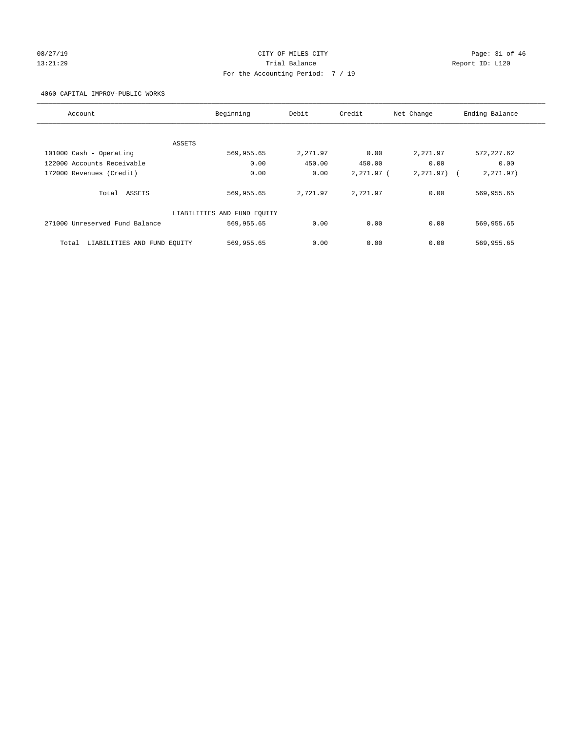CITY OF MILES CITY
Trial Balance
For the Accounting Period: 7 / 19

08/27/19 13:21:29 | Report ID: L120

4060 CAPITAL IMPROV-PUBLIC WORKS

| Account | Beginning | Debit | Credit | Net Change | Ending Balance |
|---|---|---|---|---|---|
| ASSETS | | | | | |
| 101000 Cash - Operating | 569,955.65 | 2,271.97 | 0.00 | 2,271.97 | 572,227.62 |
| 122000 Accounts Receivable | 0.00 | 450.00 | 450.00 | 0.00 | 0.00 |
| 172000 Revenues (Credit) | 0.00 | 0.00 | 2,271.97 | ( 2,271.97) | ( 2,271.97) |
| Total ASSETS | 569,955.65 | 2,721.97 | 2,721.97 | 0.00 | 569,955.65 |
| LIABILITIES AND FUND EQUITY | | | | | |
| 271000 Unreserved Fund Balance | 569,955.65 | 0.00 | 0.00 | 0.00 | 569,955.65 |
| Total LIABILITIES AND FUND EQUITY | 569,955.65 | 0.00 | 0.00 | 0.00 | 569,955.65 |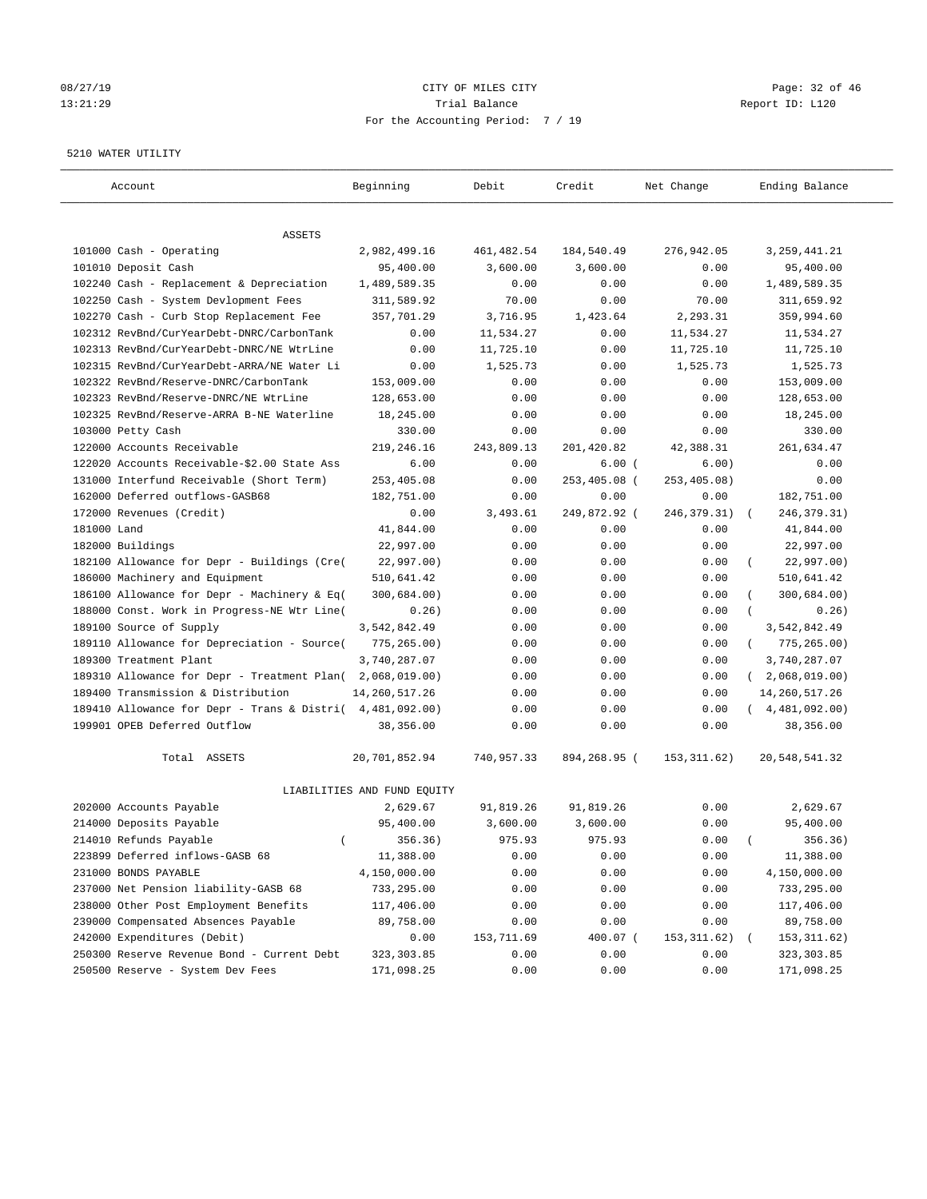# CITY OF MILES CITY

Trial Balance

For the Accounting Period: 7 / 19

08/27/19 13:21:29 — Report ID: L120

5210 WATER UTILITY

| Account | Beginning | Debit | Credit | Net Change | Ending Balance |
|---|---|---|---|---|---|
| **ASSETS** | | | | | |
| 101000 Cash - Operating | 2,982,499.16 | 461,482.54 | 184,540.49 | 276,942.05 | 3,259,441.21 |
| 101010 Deposit Cash | 95,400.00 | 3,600.00 | 3,600.00 | 0.00 | 95,400.00 |
| 102240 Cash - Replacement & Depreciation | 1,489,589.35 | 0.00 | 0.00 | 0.00 | 1,489,589.35 |
| 102250 Cash - System Devlopment Fees | 311,589.92 | 70.00 | 0.00 | 70.00 | 311,659.92 |
| 102270 Cash - Curb Stop Replacement Fee | 357,701.29 | 3,716.95 | 1,423.64 | 2,293.31 | 359,994.60 |
| 102312 RevBnd/CurYearDebt-DNRC/CarbonTank | 0.00 | 11,534.27 | 0.00 | 11,534.27 | 11,534.27 |
| 102313 RevBnd/CurYearDebt-DNRC/NE WtrLine | 0.00 | 11,725.10 | 0.00 | 11,725.10 | 11,725.10 |
| 102315 RevBnd/CurYearDebt-ARRA/NE Water Li | 0.00 | 1,525.73 | 0.00 | 1,525.73 | 1,525.73 |
| 102322 RevBnd/Reserve-DNRC/CarbonTank | 153,009.00 | 0.00 | 0.00 | 0.00 | 153,009.00 |
| 102323 RevBnd/Reserve-DNRC/NE WtrLine | 128,653.00 | 0.00 | 0.00 | 0.00 | 128,653.00 |
| 102325 RevBnd/Reserve-ARRA B-NE Waterline | 18,245.00 | 0.00 | 0.00 | 0.00 | 18,245.00 |
| 103000 Petty Cash | 330.00 | 0.00 | 0.00 | 0.00 | 330.00 |
| 122000 Accounts Receivable | 219,246.16 | 243,809.13 | 201,420.82 | 42,388.31 | 261,634.47 |
| 122020 Accounts Receivable-$2.00 State Ass | 6.00 | 0.00 | 6.00 | ( 6.00) | 0.00 |
| 131000 Interfund Receivable (Short Term) | 253,405.08 | 0.00 | 253,405.08 | ( 253,405.08) | 0.00 |
| 162000 Deferred outflows-GASB68 | 182,751.00 | 0.00 | 0.00 | 0.00 | 182,751.00 |
| 172000 Revenues (Credit) | 0.00 | 3,493.61 | 249,872.92 | ( 246,379.31) | ( 246,379.31) |
| 181000 Land | 41,844.00 | 0.00 | 0.00 | 0.00 | 41,844.00 |
| 182000 Buildings | 22,997.00 | 0.00 | 0.00 | 0.00 | 22,997.00 |
| 182100 Allowance for Depr - Buildings (Cre( | 22,997.00) | 0.00 | 0.00 | 0.00 | ( 22,997.00) |
| 186000 Machinery and Equipment | 510,641.42 | 0.00 | 0.00 | 0.00 | 510,641.42 |
| 186100 Allowance for Depr - Machinery & Eq( | 300,684.00) | 0.00 | 0.00 | 0.00 | ( 300,684.00) |
| 188000 Const. Work in Progress-NE Wtr Line( | 0.26) | 0.00 | 0.00 | 0.00 | ( 0.26) |
| 189100 Source of Supply | 3,542,842.49 | 0.00 | 0.00 | 0.00 | 3,542,842.49 |
| 189110 Allowance for Depreciation - Source( | 775,265.00) | 0.00 | 0.00 | 0.00 | ( 775,265.00) |
| 189300 Treatment Plant | 3,740,287.07 | 0.00 | 0.00 | 0.00 | 3,740,287.07 |
| 189310 Allowance for Depr - Treatment Plan( | 2,068,019.00) | 0.00 | 0.00 | 0.00 | ( 2,068,019.00) |
| 189400 Transmission & Distribution | 14,260,517.26 | 0.00 | 0.00 | 0.00 | 14,260,517.26 |
| 189410 Allowance for Depr - Trans & Distri( | 4,481,092.00) | 0.00 | 0.00 | 0.00 | ( 4,481,092.00) |
| 199901 OPEB Deferred Outflow | 38,356.00 | 0.00 | 0.00 | 0.00 | 38,356.00 |
| Total ASSETS | 20,701,852.94 | 740,957.33 | 894,268.95 | ( 153,311.62) | 20,548,541.32 |
| **LIABILITIES AND FUND EQUITY** | | | | | |
| 202000 Accounts Payable | 2,629.67 | 91,819.26 | 91,819.26 | 0.00 | 2,629.67 |
| 214000 Deposits Payable | 95,400.00 | 3,600.00 | 3,600.00 | 0.00 | 95,400.00 |
| 214010 Refunds Payable | ( 356.36) | 975.93 | 975.93 | 0.00 | ( 356.36) |
| 223899 Deferred inflows-GASB 68 | 11,388.00 | 0.00 | 0.00 | 0.00 | 11,388.00 |
| 231000 BONDS PAYABLE | 4,150,000.00 | 0.00 | 0.00 | 0.00 | 4,150,000.00 |
| 237000 Net Pension liability-GASB 68 | 733,295.00 | 0.00 | 0.00 | 0.00 | 733,295.00 |
| 238000 Other Post Employment Benefits | 117,406.00 | 0.00 | 0.00 | 0.00 | 117,406.00 |
| 239000 Compensated Absences Payable | 89,758.00 | 0.00 | 0.00 | 0.00 | 89,758.00 |
| 242000 Expenditures (Debit) | 0.00 | 153,711.69 | 400.07 | ( 153,311.62) | ( 153,311.62) |
| 250300 Reserve Revenue Bond - Current Debt | 323,303.85 | 0.00 | 0.00 | 0.00 | 323,303.85 |
| 250500 Reserve - System Dev Fees | 171,098.25 | 0.00 | 0.00 | 0.00 | 171,098.25 |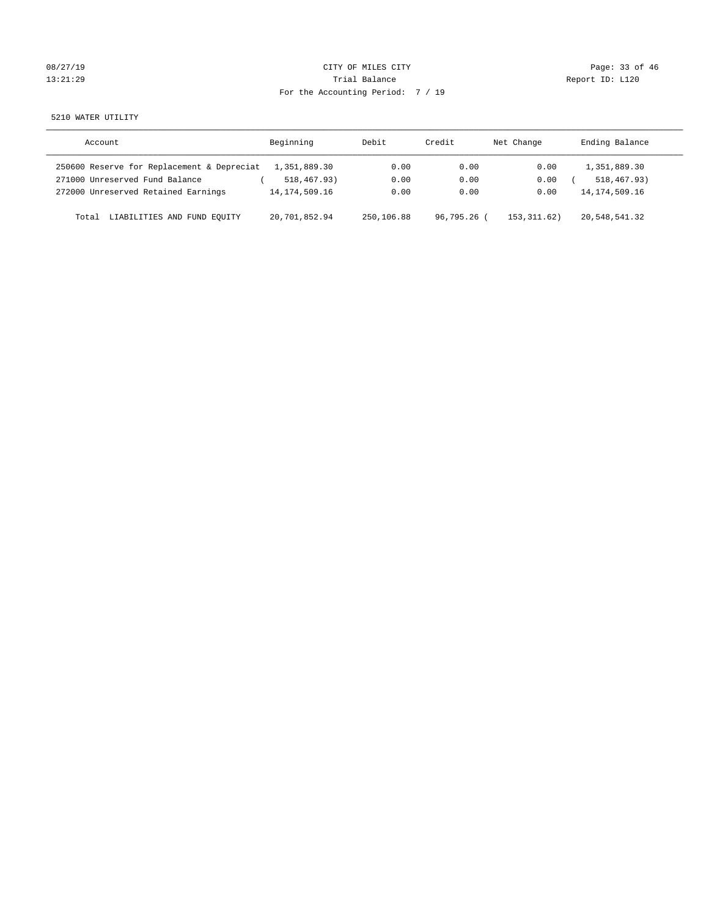CITY OF MILES CITY
Trial Balance
For the Accounting Period: 7 / 19

08/27/19
13:21:29

Report ID: L120

5210 WATER UTILITY

| Account | Beginning | Debit | Credit | Net Change | Ending Balance |
|---|---|---|---|---|---|
| 250600 Reserve for Replacement & Depreciat | 1,351,889.30 | 0.00 | 0.00 | 0.00 | 1,351,889.30 |
| 271000 Unreserved Fund Balance | ( 518,467.93) | 0.00 | 0.00 | 0.00 | ( 518,467.93) |
| 272000 Unreserved Retained Earnings | 14,174,509.16 | 0.00 | 0.00 | 0.00 | 14,174,509.16 |
| Total LIABILITIES AND FUND EQUITY | 20,701,852.94 | 250,106.88 | 96,795.26 | ( 153,311.62) | 20,548,541.32 |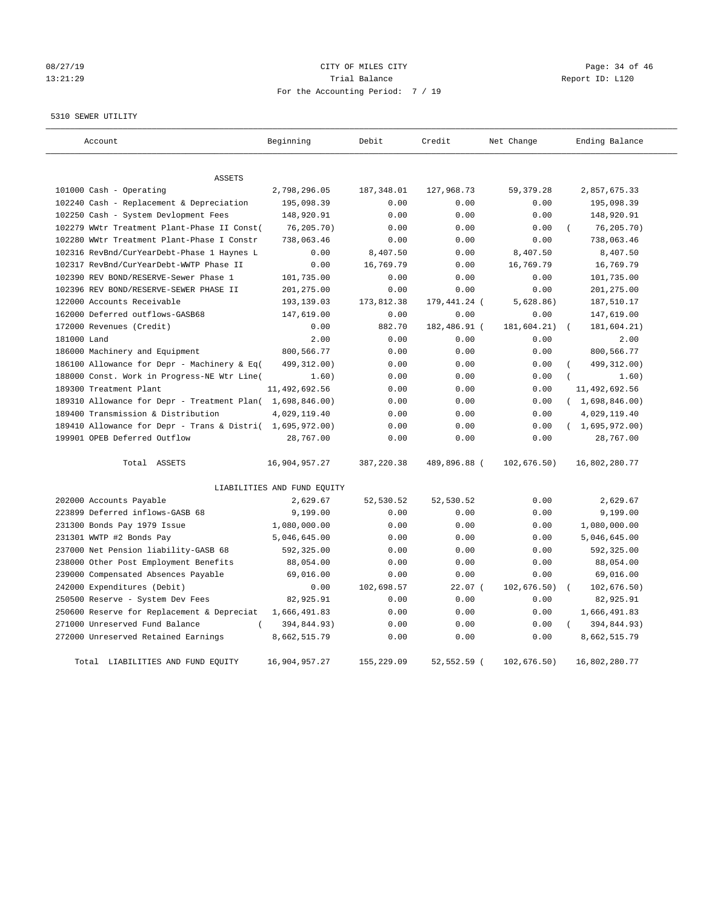# CITY OF MILES CITY

Trial Balance

For the Accounting Period: 7 / 19

08/27/19
13:21:29

Report ID: L120

5310 SEWER UTILITY

| Account | Beginning | Debit | Credit | Net Change | Ending Balance |
|---|---|---|---|---|---|
| **ASSETS** | | | | | |
| 101000 Cash - Operating | 2,798,296.05 | 187,348.01 | 127,968.73 | 59,379.28 | 2,857,675.33 |
| 102240 Cash - Replacement & Depreciation | 195,098.39 | 0.00 | 0.00 | 0.00 | 195,098.39 |
| 102250 Cash - System Devlopment Fees | 148,920.91 | 0.00 | 0.00 | 0.00 | 148,920.91 |
| 102279 WWtr Treatment Plant-Phase II Const( | 76,205.70) | 0.00 | 0.00 | 0.00 | ( 76,205.70) |
| 102280 WWtr Treatment Plant-Phase I Constr | 738,063.46 | 0.00 | 0.00 | 0.00 | 738,063.46 |
| 102316 RevBnd/CurYearDebt-Phase 1 Haynes L | 0.00 | 8,407.50 | 0.00 | 8,407.50 | 8,407.50 |
| 102317 RevBnd/CurYearDebt-WWTP Phase II | 0.00 | 16,769.79 | 0.00 | 16,769.79 | 16,769.79 |
| 102390 REV BOND/RESERVE-Sewer Phase 1 | 101,735.00 | 0.00 | 0.00 | 0.00 | 101,735.00 |
| 102396 REV BOND/RESERVE-SEWER PHASE II | 201,275.00 | 0.00 | 0.00 | 0.00 | 201,275.00 |
| 122000 Accounts Receivable | 193,139.03 | 173,812.38 | 179,441.24 ( | 5,628.86) | 187,510.17 |
| 162000 Deferred outflows-GASB68 | 147,619.00 | 0.00 | 0.00 | 0.00 | 147,619.00 |
| 172000 Revenues (Credit) | 0.00 | 882.70 | 182,486.91 ( | 181,604.21) | ( 181,604.21) |
| 181000 Land | 2.00 | 0.00 | 0.00 | 0.00 | 2.00 |
| 186000 Machinery and Equipment | 800,566.77 | 0.00 | 0.00 | 0.00 | 800,566.77 |
| 186100 Allowance for Depr - Machinery & Eq( | 499,312.00) | 0.00 | 0.00 | 0.00 | ( 499,312.00) |
| 188000 Const. Work in Progress-NE Wtr Line( | 1.60) | 0.00 | 0.00 | 0.00 | ( 1.60) |
| 189300 Treatment Plant | 11,492,692.56 | 0.00 | 0.00 | 0.00 | 11,492,692.56 |
| 189310 Allowance for Depr - Treatment Plan( | 1,698,846.00) | 0.00 | 0.00 | 0.00 | ( 1,698,846.00) |
| 189400 Transmission & Distribution | 4,029,119.40 | 0.00 | 0.00 | 0.00 | 4,029,119.40 |
| 189410 Allowance for Depr - Trans & Distri( | 1,695,972.00) | 0.00 | 0.00 | 0.00 | ( 1,695,972.00) |
| 199901 OPEB Deferred Outflow | 28,767.00 | 0.00 | 0.00 | 0.00 | 28,767.00 |
| Total ASSETS | 16,904,957.27 | 387,220.38 | 489,896.88 ( | 102,676.50) | 16,802,280.77 |
| **LIABILITIES AND FUND EQUITY** | | | | | |
| 202000 Accounts Payable | 2,629.67 | 52,530.52 | 52,530.52 | 0.00 | 2,629.67 |
| 223899 Deferred inflows-GASB 68 | 9,199.00 | 0.00 | 0.00 | 0.00 | 9,199.00 |
| 231300 Bonds Pay 1979 Issue | 1,080,000.00 | 0.00 | 0.00 | 0.00 | 1,080,000.00 |
| 231301 WWTP #2 Bonds Pay | 5,046,645.00 | 0.00 | 0.00 | 0.00 | 5,046,645.00 |
| 237000 Net Pension liability-GASB 68 | 592,325.00 | 0.00 | 0.00 | 0.00 | 592,325.00 |
| 238000 Other Post Employment Benefits | 88,054.00 | 0.00 | 0.00 | 0.00 | 88,054.00 |
| 239000 Compensated Absences Payable | 69,016.00 | 0.00 | 0.00 | 0.00 | 69,016.00 |
| 242000 Expenditures (Debit) | 0.00 | 102,698.57 | 22.07 ( | 102,676.50) | ( 102,676.50) |
| 250500 Reserve - System Dev Fees | 82,925.91 | 0.00 | 0.00 | 0.00 | 82,925.91 |
| 250600 Reserve for Replacement & Depreciat | 1,666,491.83 | 0.00 | 0.00 | 0.00 | 1,666,491.83 |
| 271000 Unreserved Fund Balance | ( 394,844.93) | 0.00 | 0.00 | 0.00 | ( 394,844.93) |
| 272000 Unreserved Retained Earnings | 8,662,515.79 | 0.00 | 0.00 | 0.00 | 8,662,515.79 |
| Total LIABILITIES AND FUND EQUITY | 16,904,957.27 | 155,229.09 | 52,552.59 ( | 102,676.50) | 16,802,280.77 |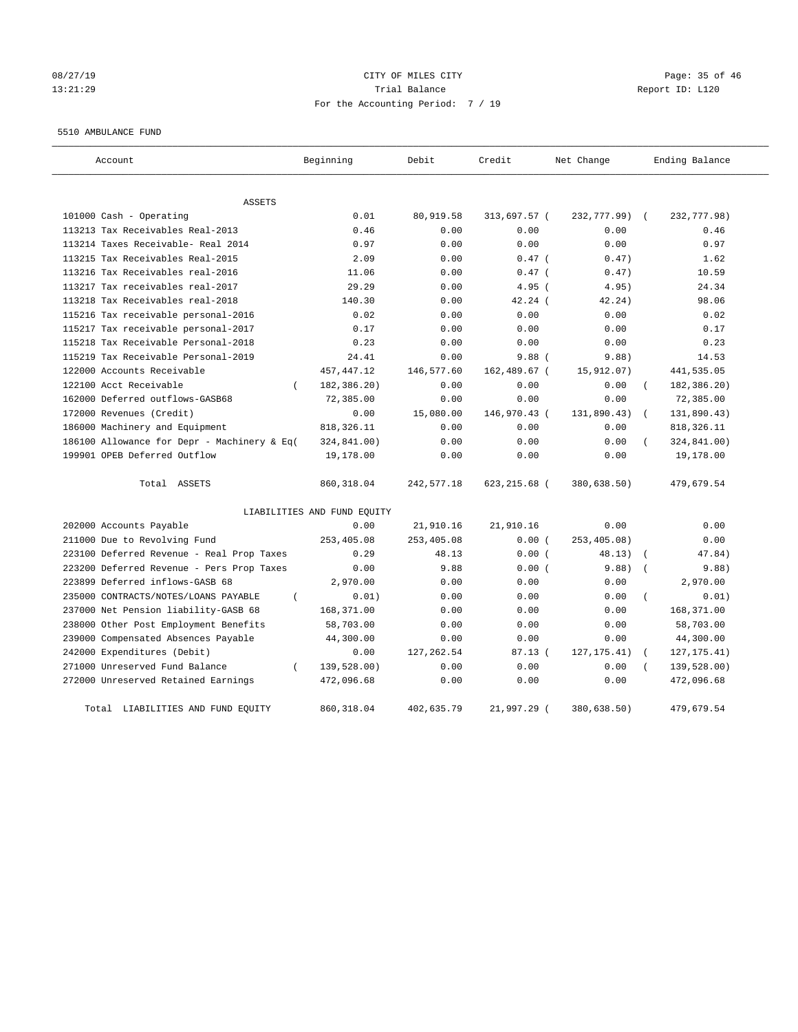CITY OF MILES CITY
Trial Balance
For the Accounting Period: 7 / 19

08/27/19
13:21:29

Report ID: L120

5510 AMBULANCE FUND

| Account | Beginning | Debit | Credit | Net Change | Ending Balance |
|---|---|---|---|---|---|
| ASSETS | | | | | |
| 101000 Cash - Operating | 0.01 | 80,919.58 | 313,697.57 | ( 232,777.99) | ( 232,777.98) |
| 113213 Tax Receivables Real-2013 | 0.46 | 0.00 | 0.00 | 0.00 | 0.46 |
| 113214 Taxes Receivable- Real 2014 | 0.97 | 0.00 | 0.00 | 0.00 | 0.97 |
| 113215 Tax Receivables Real-2015 | 2.09 | 0.00 | 0.47 | ( 0.47) | 1.62 |
| 113216 Tax Receivables real-2016 | 11.06 | 0.00 | 0.47 | ( 0.47) | 10.59 |
| 113217 Tax receivables real-2017 | 29.29 | 0.00 | 4.95 | ( 4.95) | 24.34 |
| 113218 Tax Receivables real-2018 | 140.30 | 0.00 | 42.24 | ( 42.24) | 98.06 |
| 115216 Tax receivable personal-2016 | 0.02 | 0.00 | 0.00 | 0.00 | 0.02 |
| 115217 Tax receivable personal-2017 | 0.17 | 0.00 | 0.00 | 0.00 | 0.17 |
| 115218 Tax Receivable Personal-2018 | 0.23 | 0.00 | 0.00 | 0.00 | 0.23 |
| 115219 Tax Receivable Personal-2019 | 24.41 | 0.00 | 9.88 | ( 9.88) | 14.53 |
| 122000 Accounts Receivable | 457,447.12 | 146,577.60 | 162,489.67 | ( 15,912.07) | 441,535.05 |
| 122100 Acct Receivable | ( 182,386.20) | 0.00 | 0.00 | 0.00 | ( 182,386.20) |
| 162000 Deferred outflows-GASB68 | 72,385.00 | 0.00 | 0.00 | 0.00 | 72,385.00 |
| 172000 Revenues (Credit) | 0.00 | 15,080.00 | 146,970.43 | ( 131,890.43) | ( 131,890.43) |
| 186000 Machinery and Equipment | 818,326.11 | 0.00 | 0.00 | 0.00 | 818,326.11 |
| 186100 Allowance for Depr - Machinery & Eq( | 324,841.00) | 0.00 | 0.00 | 0.00 | ( 324,841.00) |
| 199901 OPEB Deferred Outflow | 19,178.00 | 0.00 | 0.00 | 0.00 | 19,178.00 |
| Total ASSETS | 860,318.04 | 242,577.18 | 623,215.68 | ( 380,638.50) | 479,679.54 |
| LIABILITIES AND FUND EQUITY | | | | | |
| 202000 Accounts Payable | 0.00 | 21,910.16 | 21,910.16 | 0.00 | 0.00 |
| 211000 Due to Revolving Fund | 253,405.08 | 253,405.08 | 0.00 | ( 253,405.08) | 0.00 |
| 223100 Deferred Revenue - Real Prop Taxes | 0.29 | 48.13 | 0.00 | ( 48.13) | ( 47.84) |
| 223200 Deferred Revenue - Pers Prop Taxes | 0.00 | 9.88 | 0.00 | ( 9.88) | ( 9.88) |
| 223899 Deferred inflows-GASB 68 | 2,970.00 | 0.00 | 0.00 | 0.00 | 2,970.00 |
| 235000 CONTRACTS/NOTES/LOANS PAYABLE | ( 0.01) | 0.00 | 0.00 | 0.00 | ( 0.01) |
| 237000 Net Pension liability-GASB 68 | 168,371.00 | 0.00 | 0.00 | 0.00 | 168,371.00 |
| 238000 Other Post Employment Benefits | 58,703.00 | 0.00 | 0.00 | 0.00 | 58,703.00 |
| 239000 Compensated Absences Payable | 44,300.00 | 0.00 | 0.00 | 0.00 | 44,300.00 |
| 242000 Expenditures (Debit) | 0.00 | 127,262.54 | 87.13 | ( 127,175.41) | ( 127,175.41) |
| 271000 Unreserved Fund Balance | ( 139,528.00) | 0.00 | 0.00 | 0.00 | ( 139,528.00) |
| 272000 Unreserved Retained Earnings | 472,096.68 | 0.00 | 0.00 | 0.00 | 472,096.68 |
| Total LIABILITIES AND FUND EQUITY | 860,318.04 | 402,635.79 | 21,997.29 | ( 380,638.50) | 479,679.54 |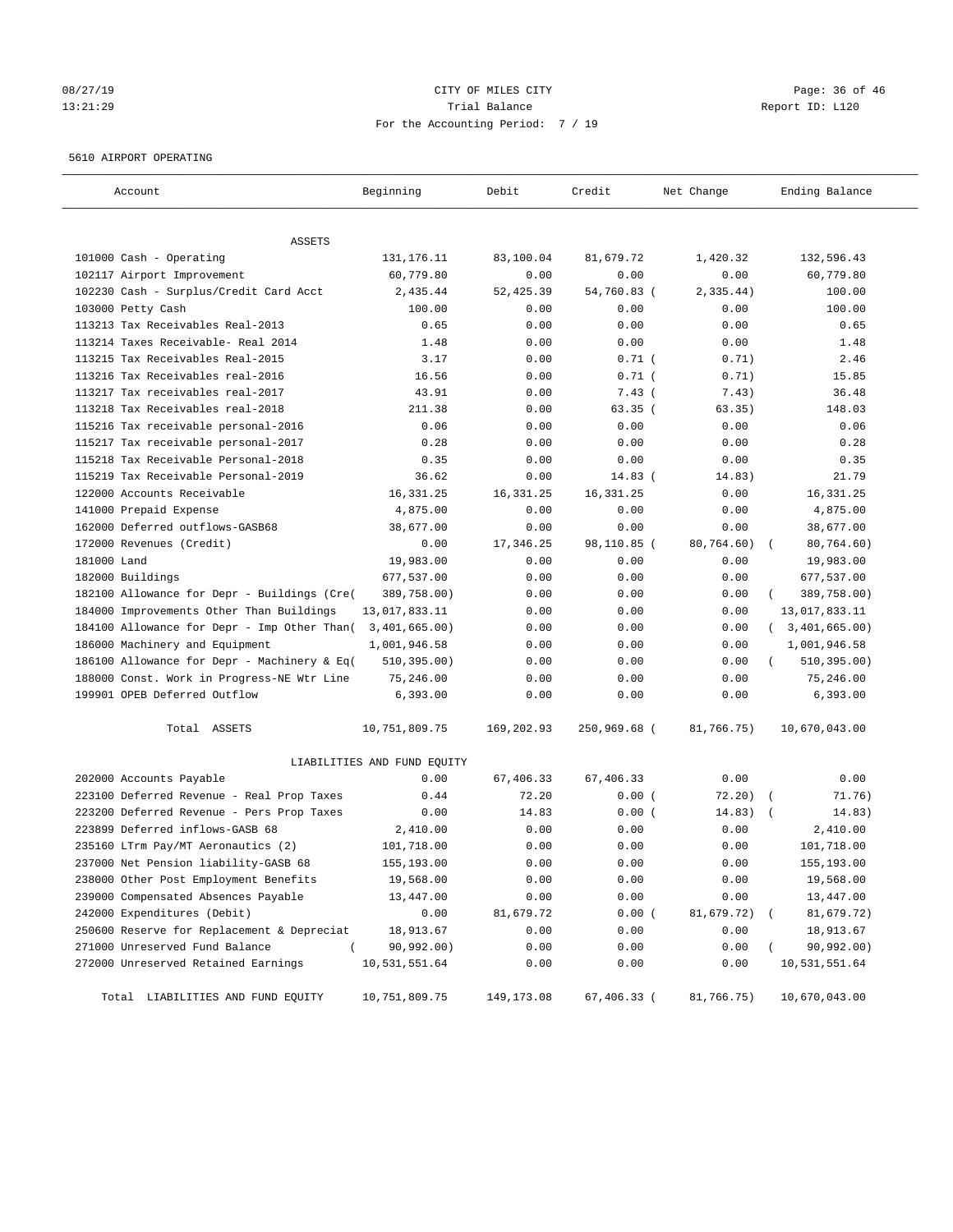CITY OF MILES CITY
Trial Balance
For the Accounting Period: 7 / 19

08/27/19
13:21:29

Report ID: L120

5610 AIRPORT OPERATING

| Account | Beginning | Debit | Credit | Net Change | Ending Balance |
|---|---|---|---|---|---|
| ASSETS | | | | | |
| 101000 Cash - Operating | 131,176.11 | 83,100.04 | 81,679.72 | 1,420.32 | 132,596.43 |
| 102117 Airport Improvement | 60,779.80 | 0.00 | 0.00 | 0.00 | 60,779.80 |
| 102230 Cash - Surplus/Credit Card Acct | 2,435.44 | 52,425.39 | 54,760.83 | ( 2,335.44) | 100.00 |
| 103000 Petty Cash | 100.00 | 0.00 | 0.00 | 0.00 | 100.00 |
| 113213 Tax Receivables Real-2013 | 0.65 | 0.00 | 0.00 | 0.00 | 0.65 |
| 113214 Taxes Receivable- Real 2014 | 1.48 | 0.00 | 0.00 | 0.00 | 1.48 |
| 113215 Tax Receivables Real-2015 | 3.17 | 0.00 | 0.71 | ( 0.71) | 2.46 |
| 113216 Tax Receivables real-2016 | 16.56 | 0.00 | 0.71 | ( 0.71) | 15.85 |
| 113217 Tax receivables real-2017 | 43.91 | 0.00 | 7.43 | ( 7.43) | 36.48 |
| 113218 Tax Receivables real-2018 | 211.38 | 0.00 | 63.35 | ( 63.35) | 148.03 |
| 115216 Tax receivable personal-2016 | 0.06 | 0.00 | 0.00 | 0.00 | 0.06 |
| 115217 Tax receivable personal-2017 | 0.28 | 0.00 | 0.00 | 0.00 | 0.28 |
| 115218 Tax Receivable Personal-2018 | 0.35 | 0.00 | 0.00 | 0.00 | 0.35 |
| 115219 Tax Receivable Personal-2019 | 36.62 | 0.00 | 14.83 | ( 14.83) | 21.79 |
| 122000 Accounts Receivable | 16,331.25 | 16,331.25 | 16,331.25 | 0.00 | 16,331.25 |
| 141000 Prepaid Expense | 4,875.00 | 0.00 | 0.00 | 0.00 | 4,875.00 |
| 162000 Deferred outflows-GASB68 | 38,677.00 | 0.00 | 0.00 | 0.00 | 38,677.00 |
| 172000 Revenues (Credit) | 0.00 | 17,346.25 | 98,110.85 | ( 80,764.60) | ( 80,764.60) |
| 181000 Land | 19,983.00 | 0.00 | 0.00 | 0.00 | 19,983.00 |
| 182000 Buildings | 677,537.00 | 0.00 | 0.00 | 0.00 | 677,537.00 |
| 182100 Allowance for Depr - Buildings (Cre( | 389,758.00) | 0.00 | 0.00 | 0.00 | ( 389,758.00) |
| 184000 Improvements Other Than Buildings | 13,017,833.11 | 0.00 | 0.00 | 0.00 | 13,017,833.11 |
| 184100 Allowance for Depr - Imp Other Than( | 3,401,665.00) | 0.00 | 0.00 | 0.00 | ( 3,401,665.00) |
| 186000 Machinery and Equipment | 1,001,946.58 | 0.00 | 0.00 | 0.00 | 1,001,946.58 |
| 186100 Allowance for Depr - Machinery & Eq( | 510,395.00) | 0.00 | 0.00 | 0.00 | ( 510,395.00) |
| 188000 Const. Work in Progress-NE Wtr Line | 75,246.00 | 0.00 | 0.00 | 0.00 | 75,246.00 |
| 199901 OPEB Deferred Outflow | 6,393.00 | 0.00 | 0.00 | 0.00 | 6,393.00 |
| Total ASSETS | 10,751,809.75 | 169,202.93 | 250,969.68 | ( 81,766.75) | 10,670,043.00 |
| LIABILITIES AND FUND EQUITY | | | | | |
| 202000 Accounts Payable | 0.00 | 67,406.33 | 67,406.33 | 0.00 | 0.00 |
| 223100 Deferred Revenue - Real Prop Taxes | 0.44 | 72.20 | 0.00 | ( 72.20) | ( 71.76) |
| 223200 Deferred Revenue - Pers Prop Taxes | 0.00 | 14.83 | 0.00 | ( 14.83) | ( 14.83) |
| 223899 Deferred inflows-GASB 68 | 2,410.00 | 0.00 | 0.00 | 0.00 | 2,410.00 |
| 235160 LTrm Pay/MT Aeronautics (2) | 101,718.00 | 0.00 | 0.00 | 0.00 | 101,718.00 |
| 237000 Net Pension liability-GASB 68 | 155,193.00 | 0.00 | 0.00 | 0.00 | 155,193.00 |
| 238000 Other Post Employment Benefits | 19,568.00 | 0.00 | 0.00 | 0.00 | 19,568.00 |
| 239000 Compensated Absences Payable | 13,447.00 | 0.00 | 0.00 | 0.00 | 13,447.00 |
| 242000 Expenditures (Debit) | 0.00 | 81,679.72 | 0.00 | ( 81,679.72) | ( 81,679.72) |
| 250600 Reserve for Replacement & Depreciat | 18,913.67 | 0.00 | 0.00 | 0.00 | 18,913.67 |
| 271000 Unreserved Fund Balance | ( 90,992.00) | 0.00 | 0.00 | 0.00 | ( 90,992.00) |
| 272000 Unreserved Retained Earnings | 10,531,551.64 | 0.00 | 0.00 | 0.00 | 10,531,551.64 |
| Total LIABILITIES AND FUND EQUITY | 10,751,809.75 | 149,173.08 | 67,406.33 | ( 81,766.75) | 10,670,043.00 |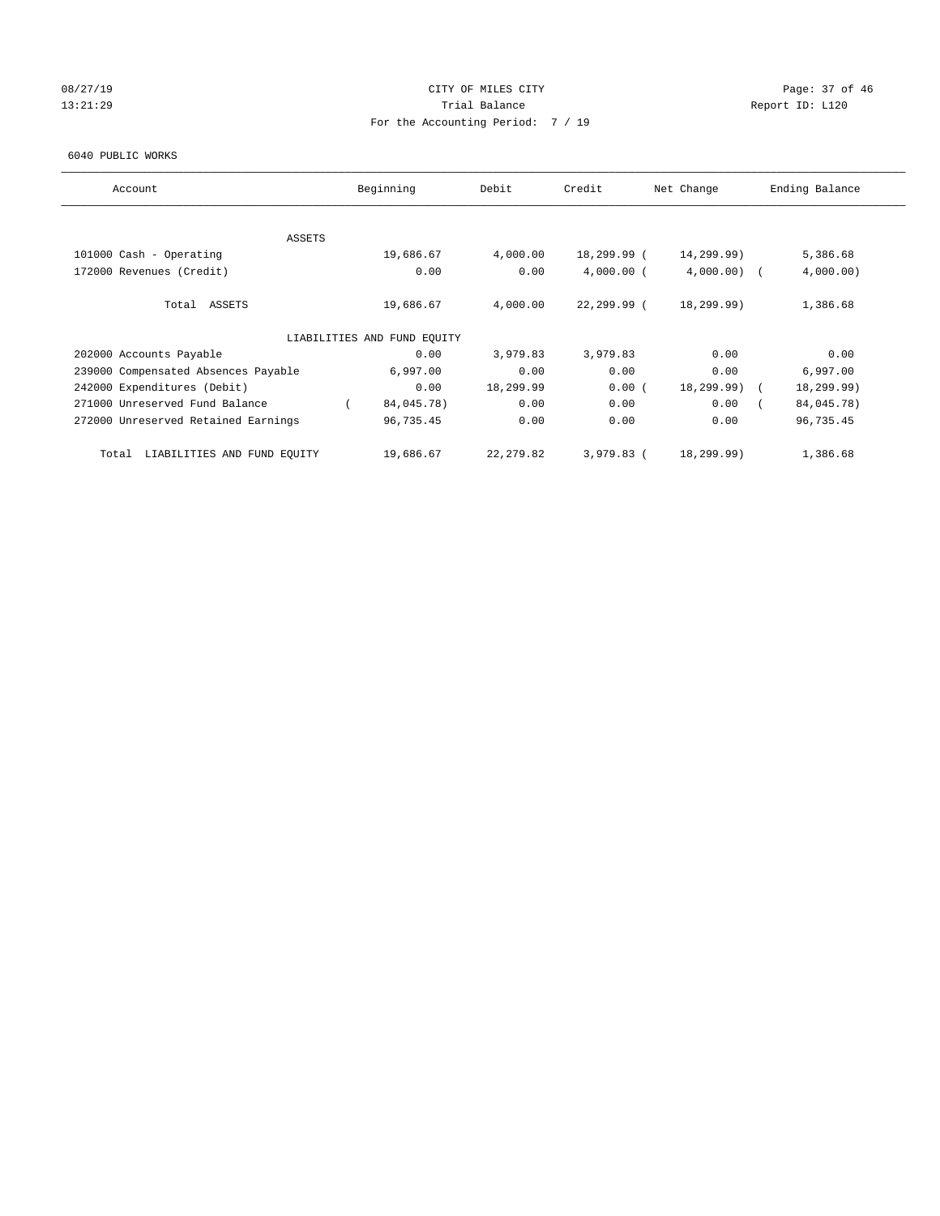CITY OF MILES CITY
Trial Balance
For the Accounting Period: 7 / 19

08/27/19
13:21:29

Report ID: L120

6040 PUBLIC WORKS

| Account | Beginning | Debit | Credit | Net Change | Ending Balance |
|---|---|---|---|---|---|
| **ASSETS** | | | | | |
| 101000 Cash - Operating | 19,686.67 | 4,000.00 | 18,299.99 | (14,299.99) | 5,386.68 |
| 172000 Revenues (Credit) | 0.00 | 0.00 | 4,000.00 | (4,000.00) | (4,000.00) |
| Total ASSETS | 19,686.67 | 4,000.00 | 22,299.99 | (18,299.99) | 1,386.68 |
| **LIABILITIES AND FUND EQUITY** | | | | | |
| 202000 Accounts Payable | 0.00 | 3,979.83 | 3,979.83 | 0.00 | 0.00 |
| 239000 Compensated Absences Payable | 6,997.00 | 0.00 | 0.00 | 0.00 | 6,997.00 |
| 242000 Expenditures (Debit) | 0.00 | 18,299.99 | 0.00 | (18,299.99) | (18,299.99) |
| 271000 Unreserved Fund Balance | (84,045.78) | 0.00 | 0.00 | 0.00 | (84,045.78) |
| 272000 Unreserved Retained Earnings | 96,735.45 | 0.00 | 0.00 | 0.00 | 96,735.45 |
| Total LIABILITIES AND FUND EQUITY | 19,686.67 | 22,279.82 | 3,979.83 | (18,299.99) | 1,386.68 |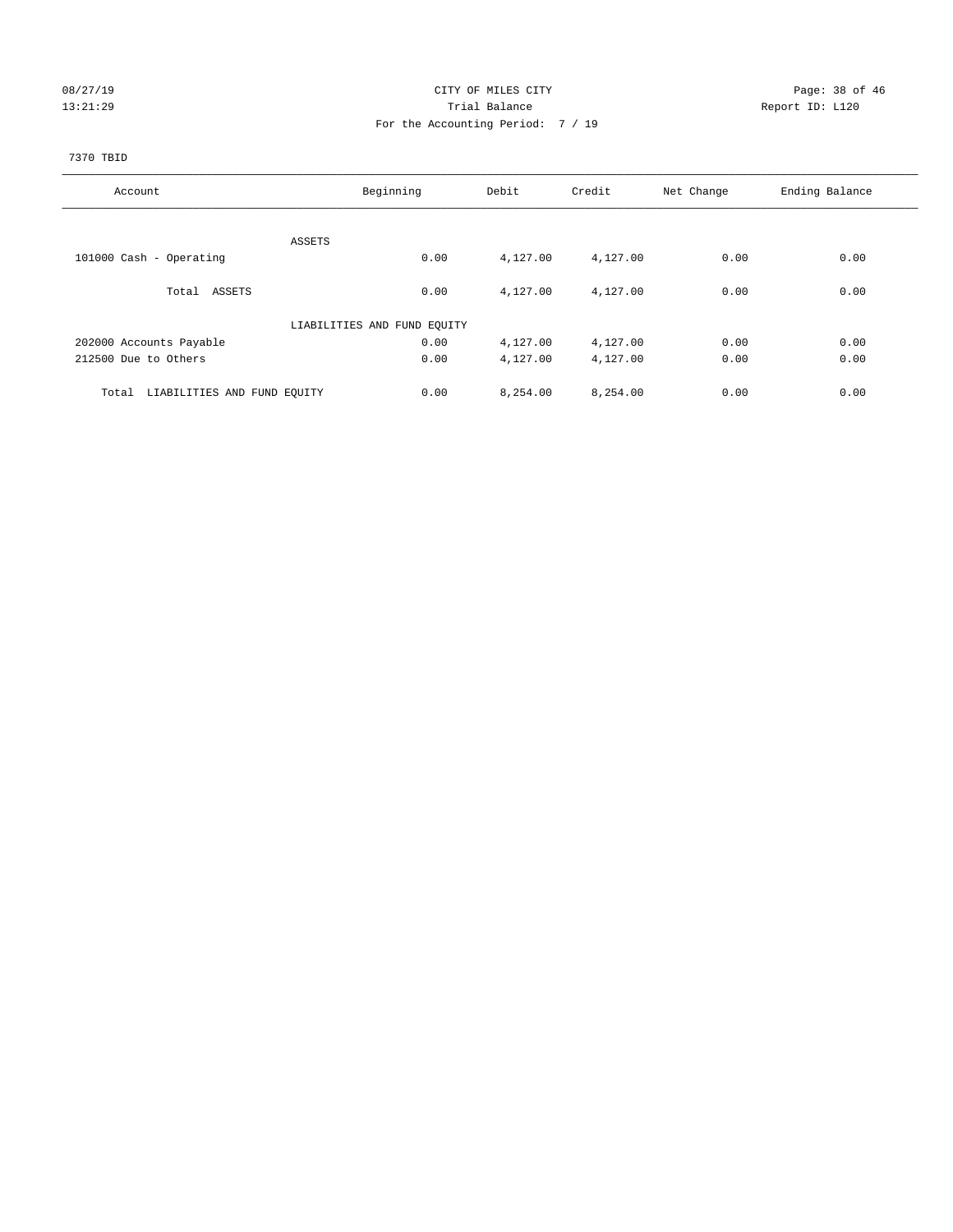CITY OF MILES CITY
Trial Balance
For the Accounting Period: 7 / 19

08/27/19
13:21:29

Report ID: L120

7370 TBID

| Account | Beginning | Debit | Credit | Net Change | Ending Balance |
|---|---|---|---|---|---|
| ASSETS | | | | | |
| 101000 Cash - Operating | 0.00 | 4,127.00 | 4,127.00 | 0.00 | 0.00 |
| Total ASSETS | 0.00 | 4,127.00 | 4,127.00 | 0.00 | 0.00 |
| LIABILITIES AND FUND EQUITY | | | | | |
| 202000 Accounts Payable | 0.00 | 4,127.00 | 4,127.00 | 0.00 | 0.00 |
| 212500 Due to Others | 0.00 | 4,127.00 | 4,127.00 | 0.00 | 0.00 |
| Total LIABILITIES AND FUND EQUITY | 0.00 | 8,254.00 | 8,254.00 | 0.00 | 0.00 |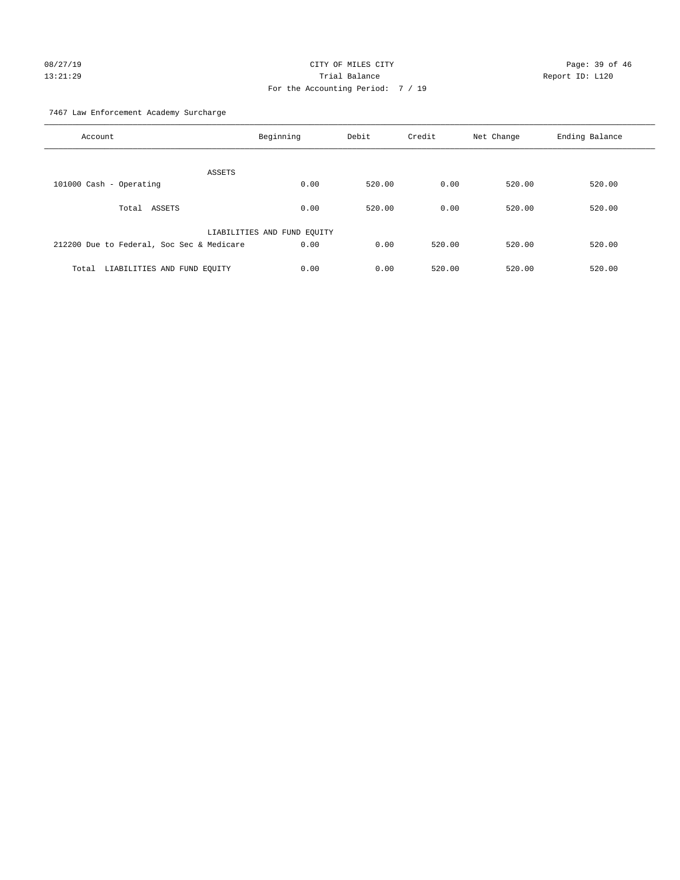CITY OF MILES CITY

Trial Balance

For the Accounting Period: 7 / 19

08/27/19
13:21:29

Report ID: L120

7467 Law Enforcement Academy Surcharge

| Account | Beginning | Debit | Credit | Net Change | Ending Balance |
|---|---|---|---|---|---|
| ASSETS | | | | | |
| 101000 Cash - Operating | 0.00 | 520.00 | 0.00 | 520.00 | 520.00 |
| Total ASSETS | 0.00 | 520.00 | 0.00 | 520.00 | 520.00 |
| LIABILITIES AND FUND EQUITY | | | | | |
| 212200 Due to Federal, Soc Sec & Medicare | 0.00 | 0.00 | 520.00 | 520.00 | 520.00 |
| Total LIABILITIES AND FUND EQUITY | 0.00 | 0.00 | 520.00 | 520.00 | 520.00 |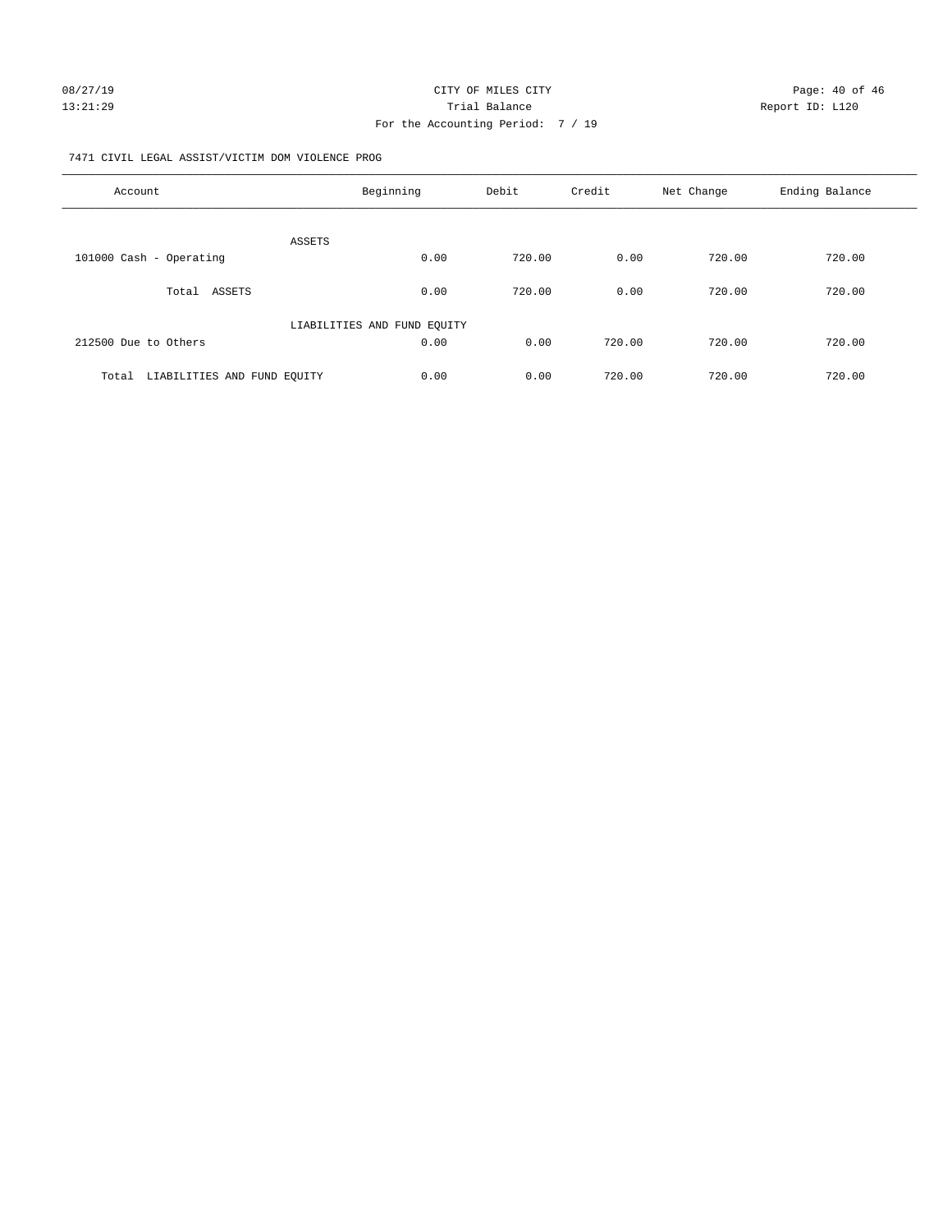CITY OF MILES CITY
Trial Balance
For the Accounting Period: 7 / 19

08/27/19
13:21:29

Report ID: L120

7471 CIVIL LEGAL ASSIST/VICTIM DOM VIOLENCE PROG

| Account | Beginning | Debit | Credit | Net Change | Ending Balance |
|---|---|---|---|---|---|
| ASSETS | | | | | |
| 101000 Cash - Operating | 0.00 | 720.00 | 0.00 | 720.00 | 720.00 |
| Total ASSETS | 0.00 | 720.00 | 0.00 | 720.00 | 720.00 |
| LIABILITIES AND FUND EQUITY | | | | | |
| 212500 Due to Others | 0.00 | 0.00 | 720.00 | 720.00 | 720.00 |
| Total LIABILITIES AND FUND EQUITY | 0.00 | 0.00 | 720.00 | 720.00 | 720.00 |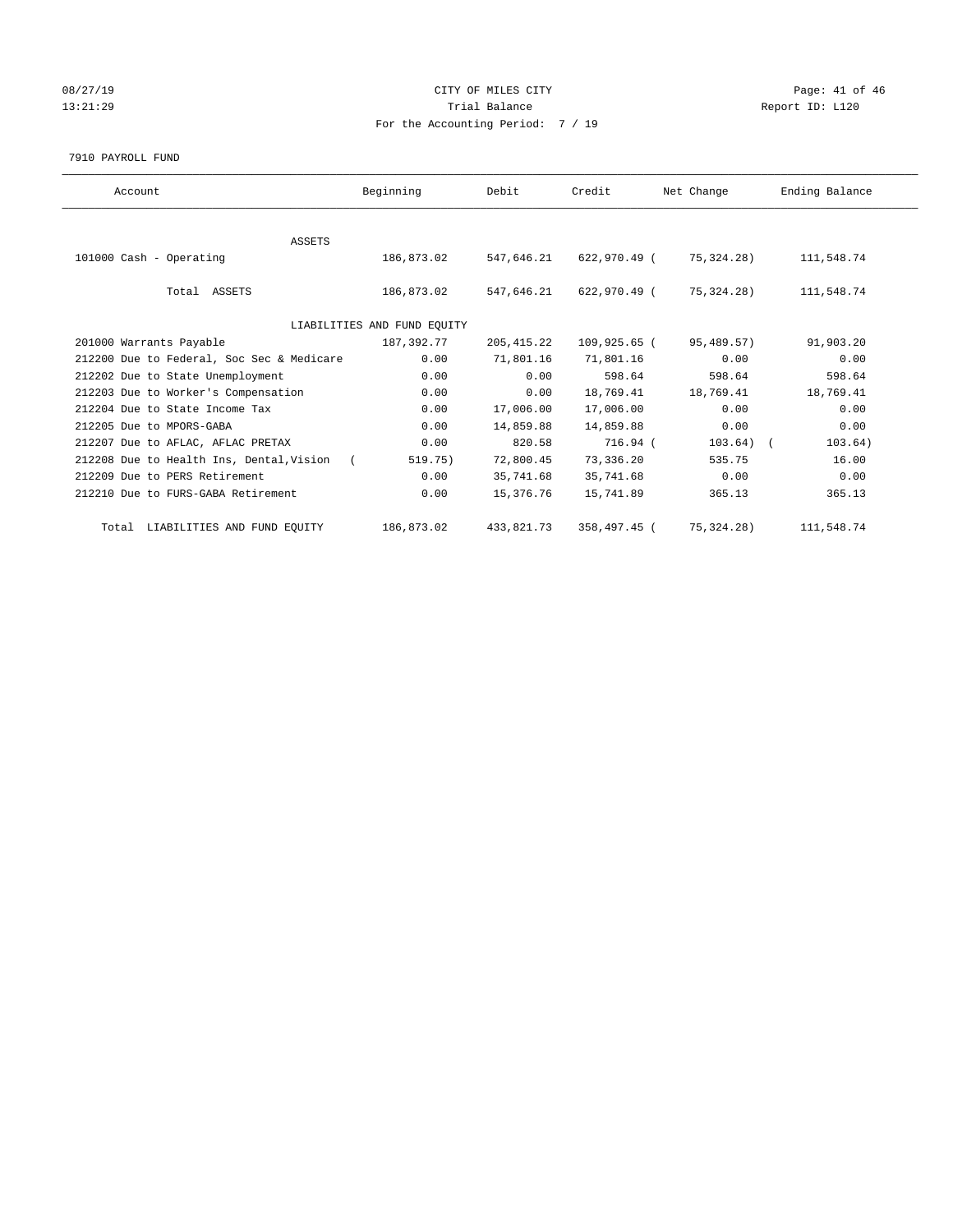CITY OF MILES CITY
Trial Balance
For the Accounting Period: 7 / 19

08/27/19
13:21:29

Report ID: L120

7910 PAYROLL FUND

| Account | Beginning | Debit | Credit | Net Change | Ending Balance |
|---|---|---|---|---|---|
| ASSETS | | | | | |
| 101000 Cash - Operating | 186,873.02 | 547,646.21 | 622,970.49 | (75,324.28) | 111,548.74 |
| Total ASSETS | 186,873.02 | 547,646.21 | 622,970.49 | (75,324.28) | 111,548.74 |
| LIABILITIES AND FUND EQUITY | | | | | |
| 201000 Warrants Payable | 187,392.77 | 205,415.22 | 109,925.65 | (95,489.57) | 91,903.20 |
| 212200 Due to Federal, Soc Sec & Medicare | 0.00 | 71,801.16 | 71,801.16 | 0.00 | 0.00 |
| 212202 Due to State Unemployment | 0.00 | 0.00 | 598.64 | 598.64 | 598.64 |
| 212203 Due to Worker's Compensation | 0.00 | 0.00 | 18,769.41 | 18,769.41 | 18,769.41 |
| 212204 Due to State Income Tax | 0.00 | 17,006.00 | 17,006.00 | 0.00 | 0.00 |
| 212205 Due to MPORS-GABA | 0.00 | 14,859.88 | 14,859.88 | 0.00 | 0.00 |
| 212207 Due to AFLAC, AFLAC PRETAX | 0.00 | 820.58 | 716.94 | (103.64) | (103.64) |
| 212208 Due to Health Ins, Dental,Vision | (519.75) | 72,800.45 | 73,336.20 | 535.75 | 16.00 |
| 212209 Due to PERS Retirement | 0.00 | 35,741.68 | 35,741.68 | 0.00 | 0.00 |
| 212210 Due to FURS-GABA Retirement | 0.00 | 15,376.76 | 15,741.89 | 365.13 | 365.13 |
| Total LIABILITIES AND FUND EQUITY | 186,873.02 | 433,821.73 | 358,497.45 | (75,324.28) | 111,548.74 |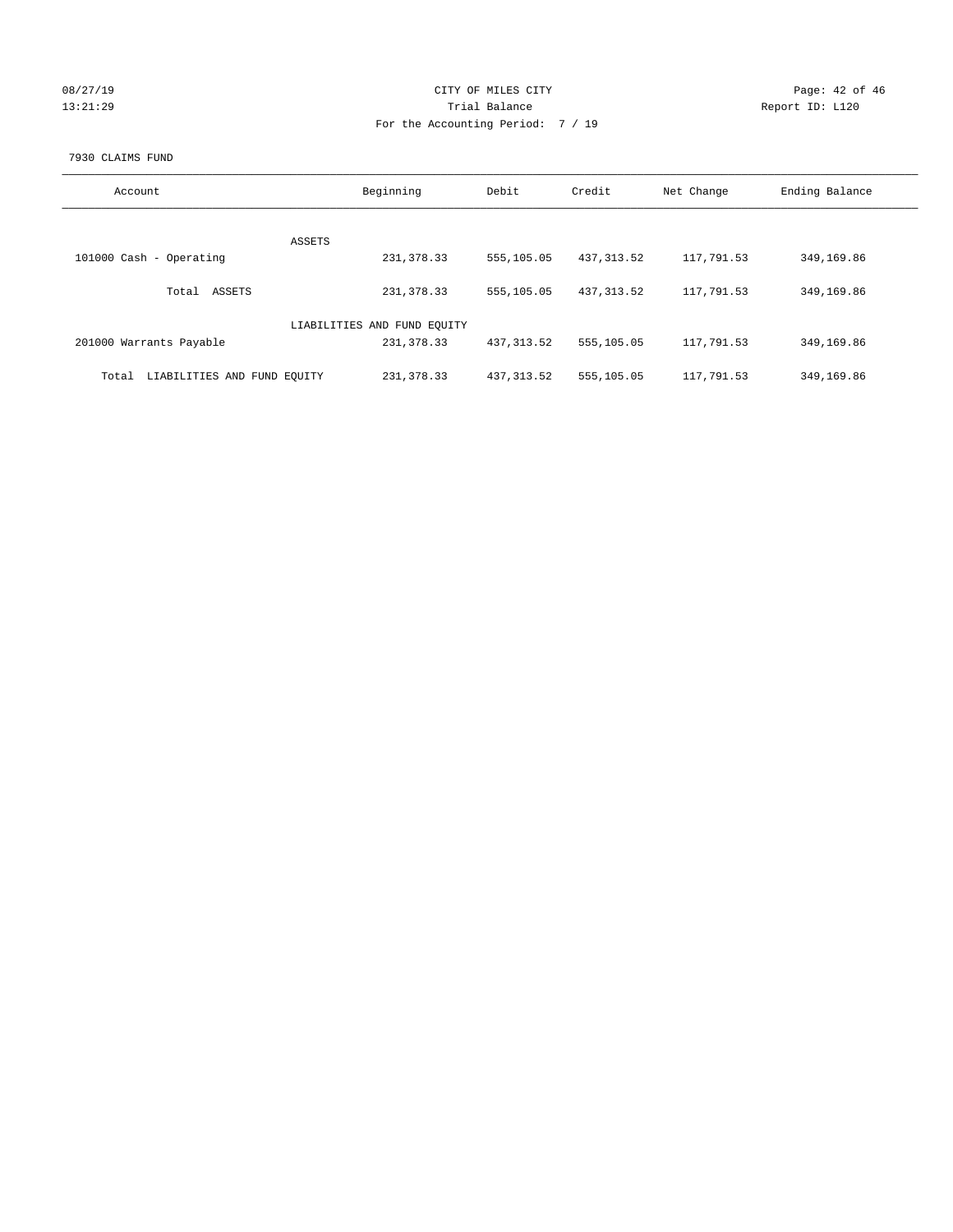CITY OF MILES CITY

Trial Balance

For the Accounting Period: 7 / 19

08/27/19 13:21:29

Report ID: L120

7930 CLAIMS FUND

| Account | Beginning | Debit | Credit | Net Change | Ending Balance |
|---|---|---|---|---|---|
| ASSETS | | | | | |
| 101000 Cash - Operating | 231,378.33 | 555,105.05 | 437,313.52 | 117,791.53 | 349,169.86 |
| Total ASSETS | 231,378.33 | 555,105.05 | 437,313.52 | 117,791.53 | 349,169.86 |
| LIABILITIES AND FUND EQUITY | | | | | |
| 201000 Warrants Payable | 231,378.33 | 437,313.52 | 555,105.05 | 117,791.53 | 349,169.86 |
| Total LIABILITIES AND FUND EQUITY | 231,378.33 | 437,313.52 | 555,105.05 | 117,791.53 | 349,169.86 |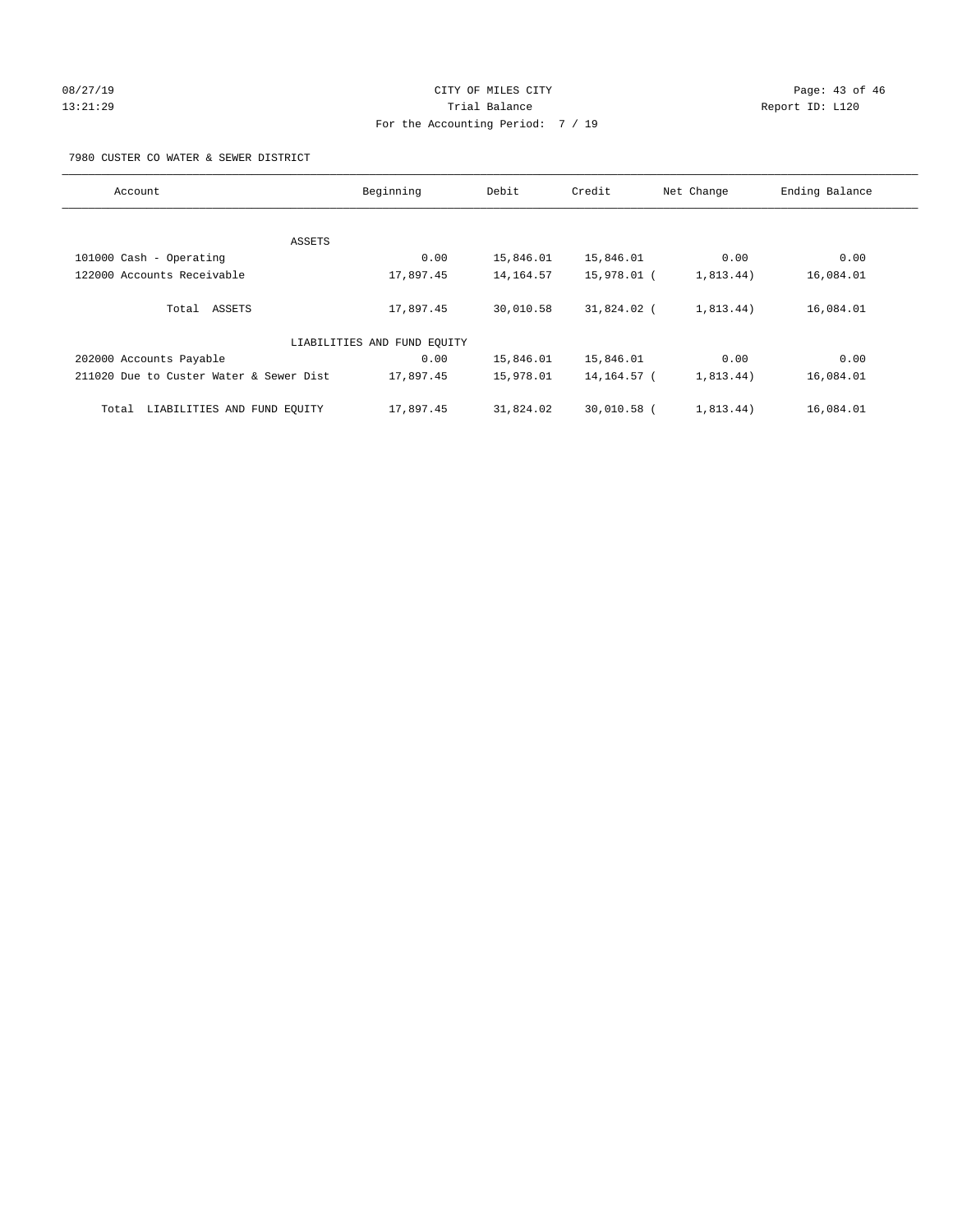CITY OF MILES CITY
Trial Balance
For the Accounting Period: 7 / 19

08/27/19
13:21:29

Report ID: L120

7980 CUSTER CO WATER & SEWER DISTRICT

| Account | Beginning | Debit | Credit | Net Change | Ending Balance |
|---|---|---|---|---|---|
| ASSETS | | | | | |
| 101000 Cash - Operating | 0.00 | 15,846.01 | 15,846.01 | 0.00 | 0.00 |
| 122000 Accounts Receivable | 17,897.45 | 14,164.57 | 15,978.01 | ( 1,813.44) | 16,084.01 |
| Total ASSETS | 17,897.45 | 30,010.58 | 31,824.02 | ( 1,813.44) | 16,084.01 |
| LIABILITIES AND FUND EQUITY | | | | | |
| 202000 Accounts Payable | 0.00 | 15,846.01 | 15,846.01 | 0.00 | 0.00 |
| 211020 Due to Custer Water & Sewer Dist | 17,897.45 | 15,978.01 | 14,164.57 | ( 1,813.44) | 16,084.01 |
| Total LIABILITIES AND FUND EQUITY | 17,897.45 | 31,824.02 | 30,010.58 | ( 1,813.44) | 16,084.01 |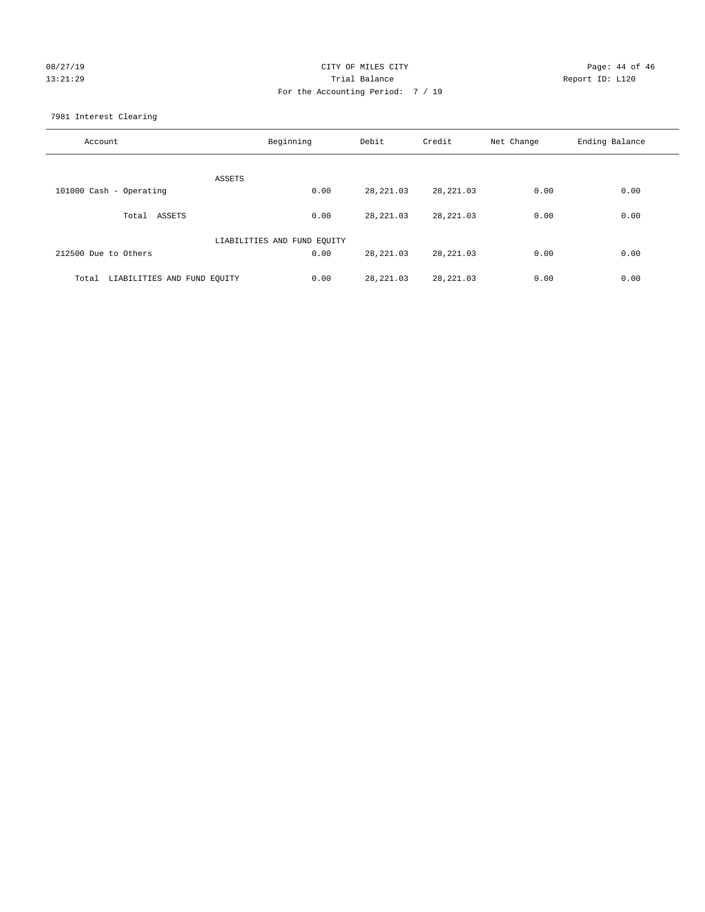08/27/19 CITY OF MILES CITY
13:21:29 Trial Balance Report ID: L120
For the Accounting Period: 7 / 19

7981 Interest Clearing

| Account | Beginning | Debit | Credit | Net Change | Ending Balance |
|---|---|---|---|---|---|
| ASSETS | | | | | |
| 101000 Cash - Operating | 0.00 | 28,221.03 | 28,221.03 | 0.00 | 0.00 |
| Total ASSETS | 0.00 | 28,221.03 | 28,221.03 | 0.00 | 0.00 |
| LIABILITIES AND FUND EQUITY | | | | | |
| 212500 Due to Others | 0.00 | 28,221.03 | 28,221.03 | 0.00 | 0.00 |
| Total LIABILITIES AND FUND EQUITY | 0.00 | 28,221.03 | 28,221.03 | 0.00 | 0.00 |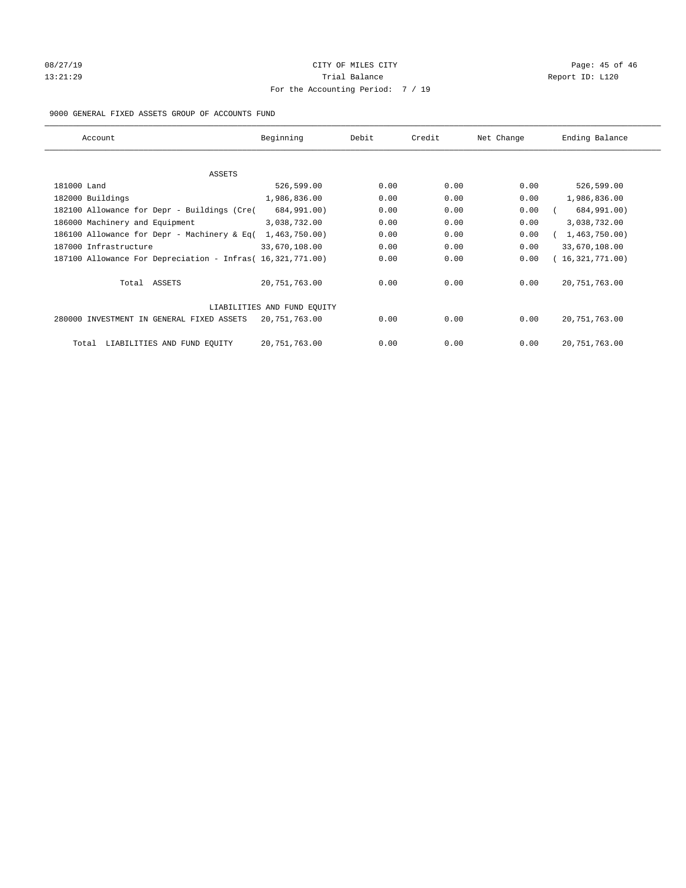CITY OF MILES CITY

Trial Balance

For the Accounting Period: 7 / 19

08/27/19 13:21:29 Report ID: L120

9000 GENERAL FIXED ASSETS GROUP OF ACCOUNTS FUND

| Account | Beginning | Debit | Credit | Net Change | Ending Balance |
|---|---|---|---|---|---|
| ASSETS | | | | | |
| 181000 Land | 526,599.00 | 0.00 | 0.00 | 0.00 | 526,599.00 |
| 182000 Buildings | 1,986,836.00 | 0.00 | 0.00 | 0.00 | 1,986,836.00 |
| 182100 Allowance for Depr - Buildings (Cre( | 684,991.00) | 0.00 | 0.00 | 0.00 | ( 684,991.00) |
| 186000 Machinery and Equipment | 3,038,732.00 | 0.00 | 0.00 | 0.00 | 3,038,732.00 |
| 186100 Allowance for Depr - Machinery & Eq( | 1,463,750.00) | 0.00 | 0.00 | 0.00 | ( 1,463,750.00) |
| 187000 Infrastructure | 33,670,108.00 | 0.00 | 0.00 | 0.00 | 33,670,108.00 |
| 187100 Allowance For Depreciation - Infras( | 16,321,771.00) | 0.00 | 0.00 | 0.00 | ( 16,321,771.00) |
| Total ASSETS | 20,751,763.00 | 0.00 | 0.00 | 0.00 | 20,751,763.00 |
| LIABILITIES AND FUND EQUITY | | | | | |
| 280000 INVESTMENT IN GENERAL FIXED ASSETS | 20,751,763.00 | 0.00 | 0.00 | 0.00 | 20,751,763.00 |
| Total LIABILITIES AND FUND EQUITY | 20,751,763.00 | 0.00 | 0.00 | 0.00 | 20,751,763.00 |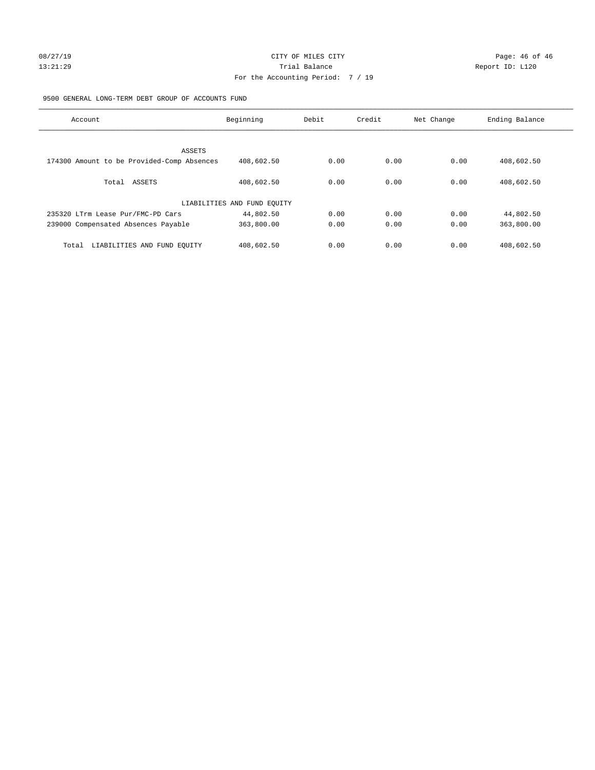CITY OF MILES CITY

Trial Balance

For the Accounting Period: 7 / 19

9500 GENERAL LONG-TERM DEBT GROUP OF ACCOUNTS FUND

| Account | Beginning | Debit | Credit | Net Change | Ending Balance |
|---|---|---|---|---|---|
| ASSETS | | | | | |
| 174300 Amount to be Provided-Comp Absences | 408,602.50 | 0.00 | 0.00 | 0.00 | 408,602.50 |
| Total ASSETS | 408,602.50 | 0.00 | 0.00 | 0.00 | 408,602.50 |
| LIABILITIES AND FUND EQUITY | | | | | |
| 235320 LTrm Lease Pur/FMC-PD Cars | 44,802.50 | 0.00 | 0.00 | 0.00 | 44,802.50 |
| 239000 Compensated Absences Payable | 363,800.00 | 0.00 | 0.00 | 0.00 | 363,800.00 |
| Total LIABILITIES AND FUND EQUITY | 408,602.50 | 0.00 | 0.00 | 0.00 | 408,602.50 |